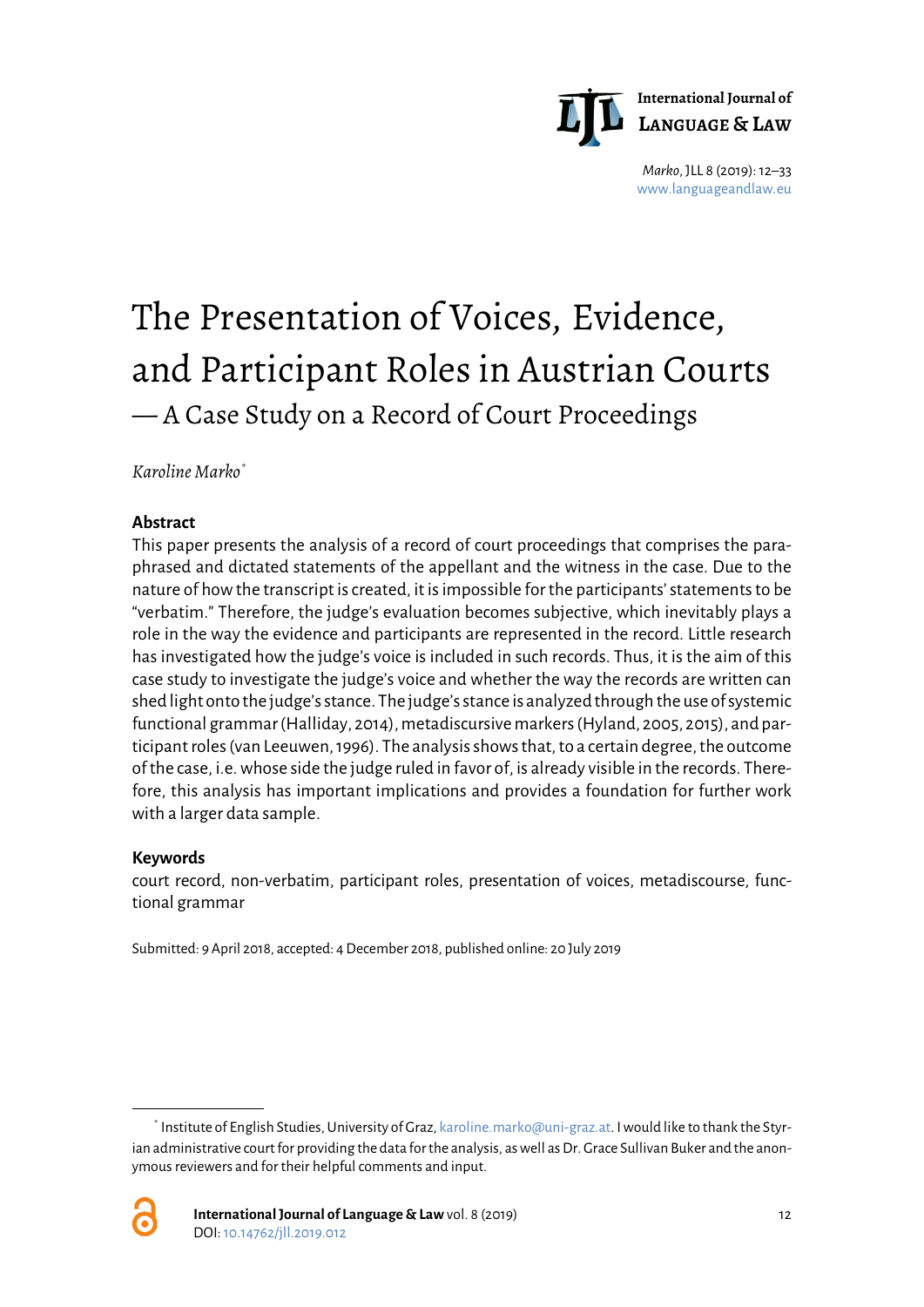# The Presentation of Voices, Evidence, and Participant Roles in Austrian Courts

## — A Case Study on a Record of Court Proceedings

*Karoline Marko*[*]

### Abstract

This paper presents the analysis of a record of court proceedings that comprises the paraphrased and dictated statements of the appellant and the witness in the case. Due to the nature of how the transcript is created, it is impossible for the participants' statements to be "verbatim." Therefore, the judge's evaluation becomes subjective, which inevitably plays a role in the way the evidence and participants are represented in the record. Little research has investigated how the judge's voice is included in such records. Thus, it is the aim of this case study to investigate the judge's voice and whether the way the records are written can shed light onto the judge's stance. The judge's stance is analyzed through the use of systemic functional grammar (Halliday, 2014), metadiscursive markers (Hyland, 2005, 2015), and participant roles (van Leeuwen, 1996). The analysis shows that, to a certain degree, the outcome of the case, i.e. whose side the judge ruled in favor of, is already visible in the records. Therefore, this analysis has important implications and provides a foundation for further work with a larger data sample.

### Keywords

court record, non-verbatim, participant roles, presentation of voices, metadiscourse, functional grammar

Submitted: 9 April 2018, accepted: 4 December 2018, published online: 20 July 2019

[*] Institute of English Studies, University of Graz, karoline.marko@uni-graz.at. I would like to thank the Styrian administrative court for providing the data for the analysis, as well as Dr. Grace Sullivan Buker and the anonymous reviewers and for their helpful comments and input.

**International Journal of Language & Law** vol. 8 (2019)
DOI: 10.14762/jll.2019.012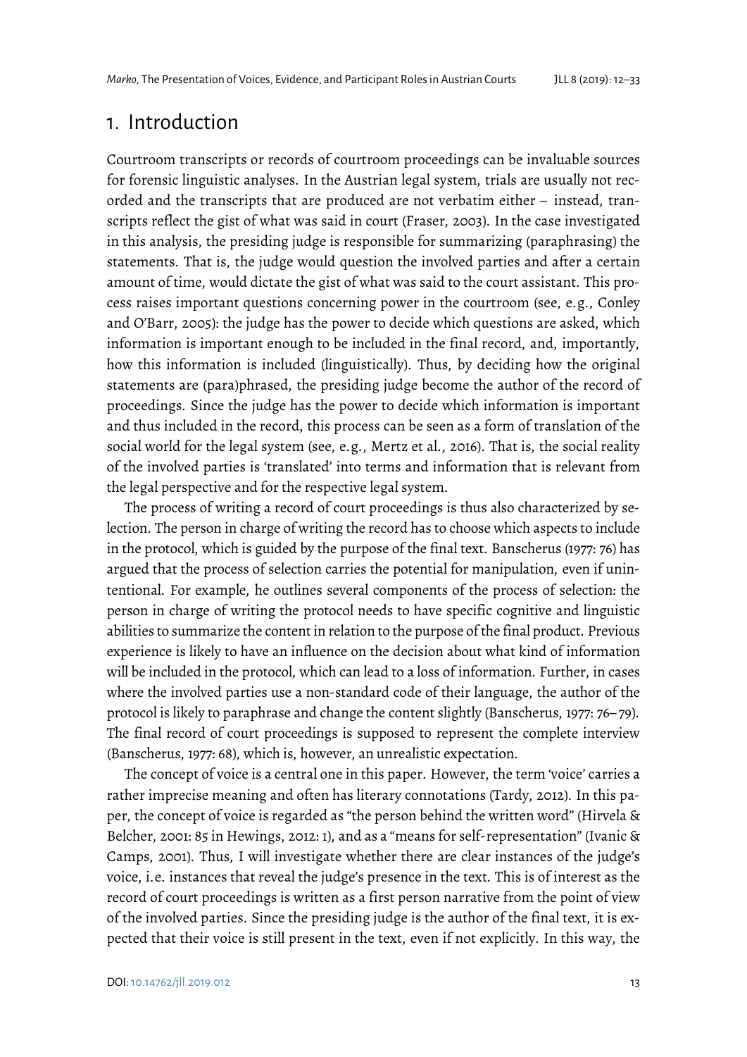# 1. Introduction

Courtroom transcripts or records of courtroom proceedings can be invaluable sources for forensic linguistic analyses. In the Austrian legal system, trials are usually not recorded and the transcripts that are produced are not verbatim either – instead, transcripts reflect the gist of what was said in court (Fraser, 2003). In the case investigated in this analysis, the presiding judge is responsible for summarizing (paraphrasing) the statements. That is, the judge would question the involved parties and after a certain amount of time, would dictate the gist of what was said to the court assistant. This process raises important questions concerning power in the courtroom (see, e.g., Conley and O'Barr, 2005): the judge has the power to decide which questions are asked, which information is important enough to be included in the final record, and, importantly, how this information is included (linguistically). Thus, by deciding how the original statements are (para)phrased, the presiding judge become the author of the record of proceedings. Since the judge has the power to decide which information is important and thus included in the record, this process can be seen as a form of translation of the social world for the legal system (see, e.g., Mertz et al., 2016). That is, the social reality of the involved parties is 'translated' into terms and information that is relevant from the legal perspective and for the respective legal system.

The process of writing a record of court proceedings is thus also characterized by selection. The person in charge of writing the record has to choose which aspects to include in the protocol, which is guided by the purpose of the final text. Banscherus (1977: 76) has argued that the process of selection carries the potential for manipulation, even if unintentional. For example, he outlines several components of the process of selection: the person in charge of writing the protocol needs to have specific cognitive and linguistic abilities to summarize the content in relation to the purpose of the final product. Previous experience is likely to have an influence on the decision about what kind of information will be included in the protocol, which can lead to a loss of information. Further, in cases where the involved parties use a non-standard code of their language, the author of the protocol is likely to paraphrase and change the content slightly (Banscherus, 1977: 76–79). The final record of court proceedings is supposed to represent the complete interview (Banscherus, 1977: 68), which is, however, an unrealistic expectation.

The concept of voice is a central one in this paper. However, the term 'voice' carries a rather imprecise meaning and often has literary connotations (Tardy, 2012). In this paper, the concept of voice is regarded as "the person behind the written word" (Hirvela & Belcher, 2001: 85 in Hewings, 2012: 1), and as a "means for self-representation" (Ivanic & Camps, 2001). Thus, I will investigate whether there are clear instances of the judge's voice, i.e. instances that reveal the judge's presence in the text. This is of interest as the record of court proceedings is written as a first person narrative from the point of view of the involved parties. Since the presiding judge is the author of the final text, it is expected that their voice is still present in the text, even if not explicitly. In this way, the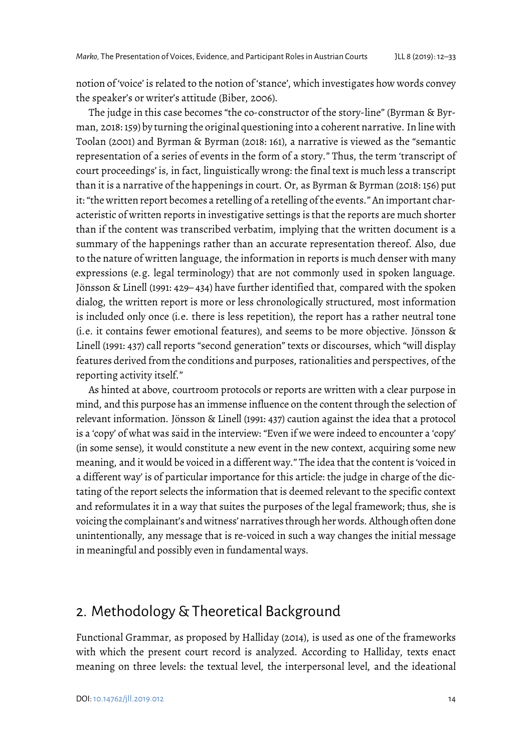notion of 'voice' is related to the notion of 'stance', which investigates how words convey the speaker's or writer's attitude (Biber, 2006).

The judge in this case becomes "the co-constructor of the story-line" (Byrman & Byrman, 2018: 159) by turning the original questioning into a coherent narrative. In line with Toolan (2001) and Byrman & Byrman (2018: 161), a narrative is viewed as the "semantic representation of a series of events in the form of a story." Thus, the term 'transcript of court proceedings' is, in fact, linguistically wrong: the final text is much less a transcript than it is a narrative of the happenings in court. Or, as Byrman & Byrman (2018: 156) put it: "the written report becomes a retelling of a retelling of the events." An important characteristic of written reports in investigative settings is that the reports are much shorter than if the content was transcribed verbatim, implying that the written document is a summary of the happenings rather than an accurate representation thereof. Also, due to the nature of written language, the information in reports is much denser with many expressions (e.g. legal terminology) that are not commonly used in spoken language. Jönsson & Linell (1991: 429–434) have further identified that, compared with the spoken dialog, the written report is more or less chronologically structured, most information is included only once (i.e. there is less repetition), the report has a rather neutral tone (i.e. it contains fewer emotional features), and seems to be more objective. Jönsson & Linell (1991: 437) call reports "second generation" texts or discourses, which "will display features derived from the conditions and purposes, rationalities and perspectives, of the reporting activity itself."

As hinted at above, courtroom protocols or reports are written with a clear purpose in mind, and this purpose has an immense influence on the content through the selection of relevant information. Jönsson & Linell (1991: 437) caution against the idea that a protocol is a 'copy' of what was said in the interview: "Even if we were indeed to encounter a 'copy' (in some sense), it would constitute a new event in the new context, acquiring some new meaning, and it would be voiced in a different way." The idea that the content is 'voiced in a different way' is of particular importance for this article: the judge in charge of the dictating of the report selects the information that is deemed relevant to the specific context and reformulates it in a way that suites the purposes of the legal framework; thus, she is voicing the complainant's and witness' narratives through her words. Although often done unintentionally, any message that is re-voiced in such a way changes the initial message in meaningful and possibly even in fundamental ways.

## 2. Methodology & Theoretical Background

Functional Grammar, as proposed by Halliday (2014), is used as one of the frameworks with which the present court record is analyzed. According to Halliday, texts enact meaning on three levels: the textual level, the interpersonal level, and the ideational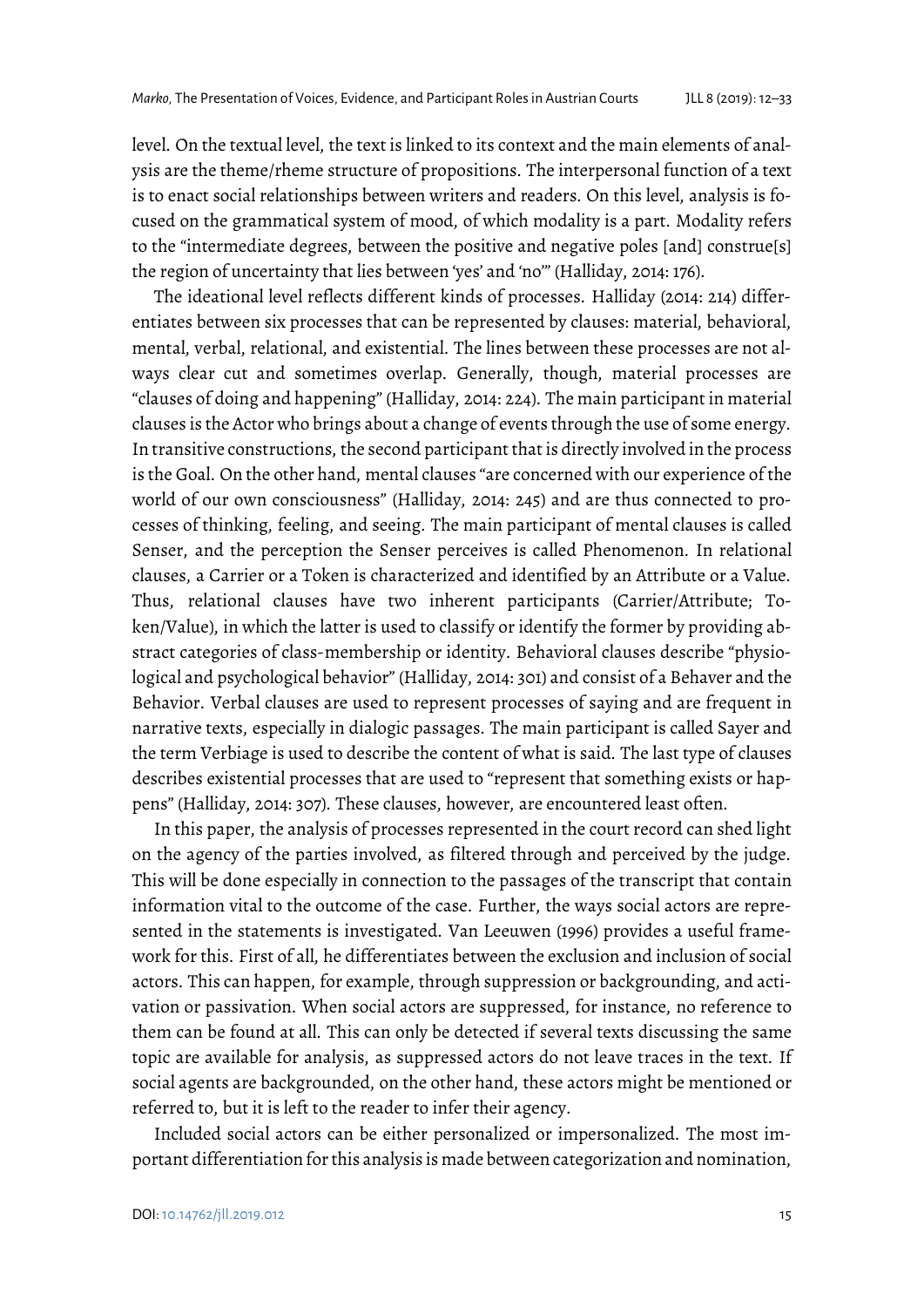level. On the textual level, the text is linked to its context and the main elements of analysis are the theme/rheme structure of propositions. The interpersonal function of a text is to enact social relationships between writers and readers. On this level, analysis is focused on the grammatical system of mood, of which modality is a part. Modality refers to the "intermediate degrees, between the positive and negative poles [and] construe[s] the region of uncertainty that lies between 'yes' and 'no'" (Halliday, 2014: 176).

The ideational level reflects different kinds of processes. Halliday (2014: 214) differentiates between six processes that can be represented by clauses: material, behavioral, mental, verbal, relational, and existential. The lines between these processes are not always clear cut and sometimes overlap. Generally, though, material processes are "clauses of doing and happening" (Halliday, 2014: 224). The main participant in material clauses is the Actor who brings about a change of events through the use of some energy. In transitive constructions, the second participant that is directly involved in the process is the Goal. On the other hand, mental clauses "are concerned with our experience of the world of our own consciousness" (Halliday, 2014: 245) and are thus connected to processes of thinking, feeling, and seeing. The main participant of mental clauses is called Senser, and the perception the Senser perceives is called Phenomenon. In relational clauses, a Carrier or a Token is characterized and identified by an Attribute or a Value. Thus, relational clauses have two inherent participants (Carrier/Attribute; Token/Value), in which the latter is used to classify or identify the former by providing abstract categories of class-membership or identity. Behavioral clauses describe "physiological and psychological behavior" (Halliday, 2014: 301) and consist of a Behaver and the Behavior. Verbal clauses are used to represent processes of saying and are frequent in narrative texts, especially in dialogic passages. The main participant is called Sayer and the term Verbiage is used to describe the content of what is said. The last type of clauses describes existential processes that are used to "represent that something exists or happens" (Halliday, 2014: 307). These clauses, however, are encountered least often.

In this paper, the analysis of processes represented in the court record can shed light on the agency of the parties involved, as filtered through and perceived by the judge. This will be done especially in connection to the passages of the transcript that contain information vital to the outcome of the case. Further, the ways social actors are represented in the statements is investigated. Van Leeuwen (1996) provides a useful framework for this. First of all, he differentiates between the exclusion and inclusion of social actors. This can happen, for example, through suppression or backgrounding, and activation or passivation. When social actors are suppressed, for instance, no reference to them can be found at all. This can only be detected if several texts discussing the same topic are available for analysis, as suppressed actors do not leave traces in the text. If social agents are backgrounded, on the other hand, these actors might be mentioned or referred to, but it is left to the reader to infer their agency.

Included social actors can be either personalized or impersonalized. The most important differentiation for this analysis is made between categorization and nomination,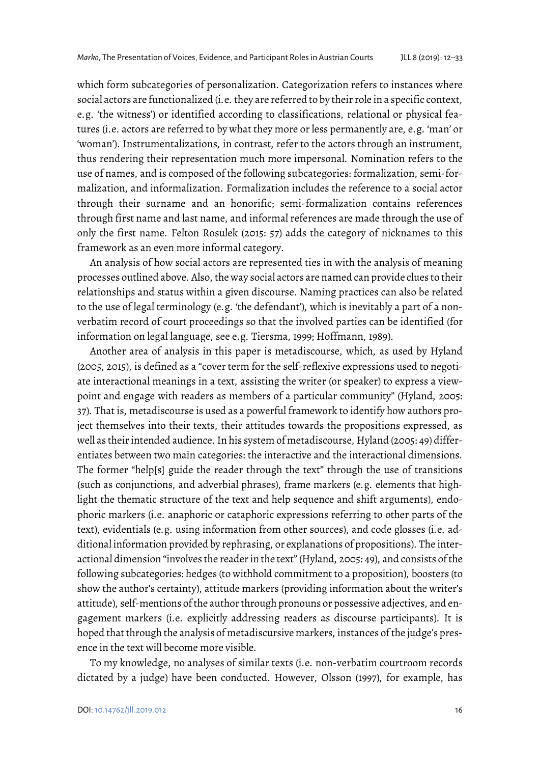which form subcategories of personalization. Categorization refers to instances where social actors are functionalized (i. e. they are referred to by their role in a specific context, e. g. 'the witness') or identified according to classifications, relational or physical features (i. e. actors are referred to by what they more or less permanently are, e. g. 'man' or 'woman'). Instrumentalizations, in contrast, refer to the actors through an instrument, thus rendering their representation much more impersonal. Nomination refers to the use of names, and is composed of the following subcategories: formalization, semi-formalization, and informalization. Formalization includes the reference to a social actor through their surname and an honorific; semi-formalization contains references through first name and last name, and informal references are made through the use of only the first name. Felton Rosulek (2015: 57) adds the category of nicknames to this framework as an even more informal category.

An analysis of how social actors are represented ties in with the analysis of meaning processes outlined above. Also, the way social actors are named can provide clues to their relationships and status within a given discourse. Naming practices can also be related to the use of legal terminology (e. g. 'the defendant'), which is inevitably a part of a non-verbatim record of court proceedings so that the involved parties can be identified (for information on legal language, see e. g. Tiersma, 1999; Hoffmann, 1989).

Another area of analysis in this paper is metadiscourse, which, as used by Hyland (2005, 2015), is defined as a "cover term for the self-reflexive expressions used to negotiate interactional meanings in a text, assisting the writer (or speaker) to express a viewpoint and engage with readers as members of a particular community" (Hyland, 2005: 37). That is, metadiscourse is used as a powerful framework to identify how authors project themselves into their texts, their attitudes towards the propositions expressed, as well as their intended audience. In his system of metadiscourse, Hyland (2005: 49) differentiates between two main categories: the interactive and the interactional dimensions. The former "help[s] guide the reader through the text" through the use of transitions (such as conjunctions, and adverbial phrases), frame markers (e. g. elements that highlight the thematic structure of the text and help sequence and shift arguments), endophoric markers (i. e. anaphoric or cataphoric expressions referring to other parts of the text), evidentials (e. g. using information from other sources), and code glosses (i. e. additional information provided by rephrasing, or explanations of propositions). The interactional dimension "involves the reader in the text" (Hyland, 2005: 49), and consists of the following subcategories: hedges (to withhold commitment to a proposition), boosters (to show the author's certainty), attitude markers (providing information about the writer's attitude), self-mentions of the author through pronouns or possessive adjectives, and engagement markers (i. e. explicitly addressing readers as discourse participants). It is hoped that through the analysis of metadiscursive markers, instances of the judge's presence in the text will become more visible.

To my knowledge, no analyses of similar texts (i. e. non-verbatim courtroom records dictated by a judge) have been conducted. However, Olsson (1997), for example, has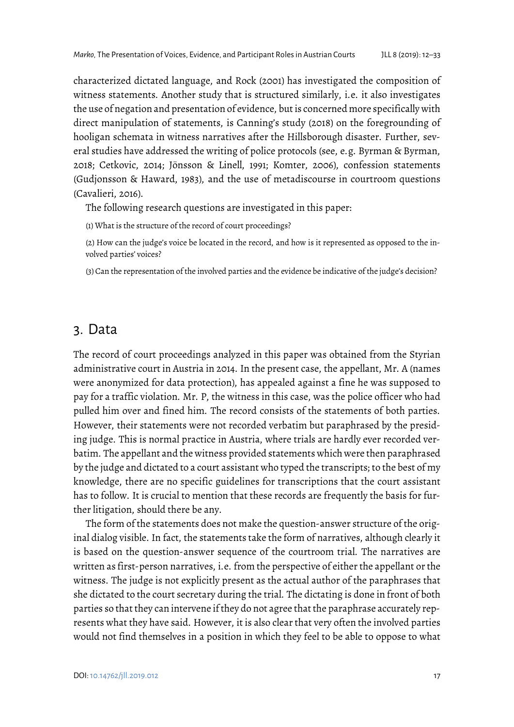characterized dictated language, and Rock (2001) has investigated the composition of witness statements. Another study that is structured similarly, i.e. it also investigates the use of negation and presentation of evidence, but is concerned more specifically with direct manipulation of statements, is Canning's study (2018) on the foregrounding of hooligan schemata in witness narratives after the Hillsborough disaster. Further, several studies have addressed the writing of police protocols (see, e.g. Byrman & Byrman, 2018; Cetkovic, 2014; Jönsson & Linell, 1991; Komter, 2006), confession statements (Gudjonsson & Haward, 1983), and the use of metadiscourse in courtroom questions (Cavalieri, 2016).

The following research questions are investigated in this paper:

(1) What is the structure of the record of court proceedings?

(2) How can the judge's voice be located in the record, and how is it represented as opposed to the involved parties' voices?

(3) Can the representation of the involved parties and the evidence be indicative of the judge's decision?

## 3. Data

The record of court proceedings analyzed in this paper was obtained from the Styrian administrative court in Austria in 2014. In the present case, the appellant, Mr. A (names were anonymized for data protection), has appealed against a fine he was supposed to pay for a traffic violation. Mr. P, the witness in this case, was the police officer who had pulled him over and fined him. The record consists of the statements of both parties. However, their statements were not recorded verbatim but paraphrased by the presiding judge. This is normal practice in Austria, where trials are hardly ever recorded verbatim. The appellant and the witness provided statements which were then paraphrased by the judge and dictated to a court assistant who typed the transcripts; to the best of my knowledge, there are no specific guidelines for transcriptions that the court assistant has to follow. It is crucial to mention that these records are frequently the basis for further litigation, should there be any.

The form of the statements does not make the question-answer structure of the original dialog visible. In fact, the statements take the form of narratives, although clearly it is based on the question-answer sequence of the courtroom trial. The narratives are written as first-person narratives, i.e. from the perspective of either the appellant or the witness. The judge is not explicitly present as the actual author of the paraphrases that she dictated to the court secretary during the trial. The dictating is done in front of both parties so that they can intervene if they do not agree that the paraphrase accurately represents what they have said. However, it is also clear that very often the involved parties would not find themselves in a position in which they feel to be able to oppose to what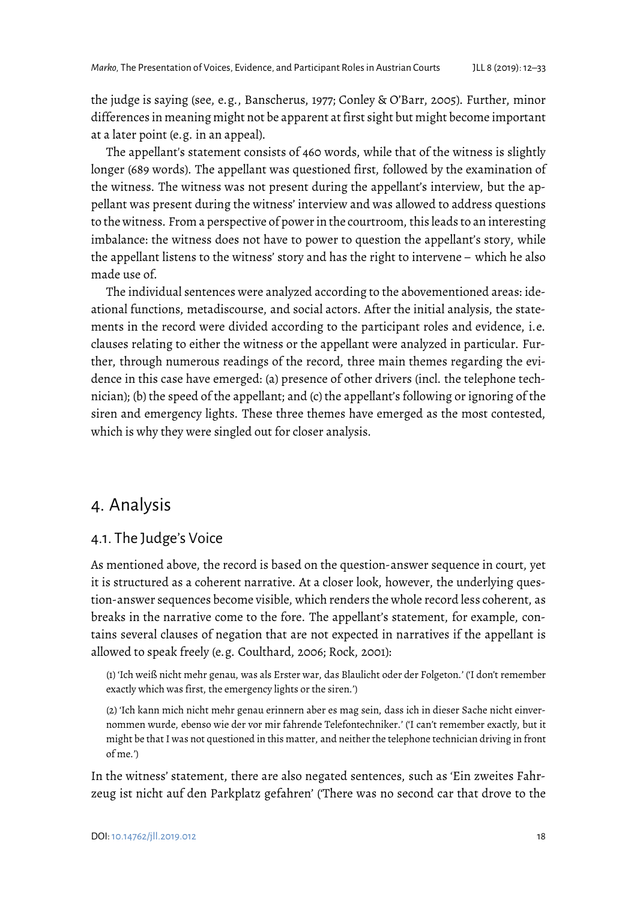the judge is saying (see, e.g., Banscherus, 1977; Conley & O'Barr, 2005). Further, minor differences in meaning might not be apparent at first sight but might become important at a later point (e.g. in an appeal).

The appellant's statement consists of 460 words, while that of the witness is slightly longer (689 words). The appellant was questioned first, followed by the examination of the witness. The witness was not present during the appellant's interview, but the appellant was present during the witness' interview and was allowed to address questions to the witness. From a perspective of power in the courtroom, this leads to an interesting imbalance: the witness does not have to power to question the appellant's story, while the appellant listens to the witness' story and has the right to intervene – which he also made use of.

The individual sentences were analyzed according to the abovementioned areas: ideational functions, metadiscourse, and social actors. After the initial analysis, the statements in the record were divided according to the participant roles and evidence, i.e. clauses relating to either the witness or the appellant were analyzed in particular. Further, through numerous readings of the record, three main themes regarding the evidence in this case have emerged: (a) presence of other drivers (incl. the telephone technician); (b) the speed of the appellant; and (c) the appellant's following or ignoring of the siren and emergency lights. These three themes have emerged as the most contested, which is why they were singled out for closer analysis.

## 4. Analysis

### 4.1. The Judge's Voice

As mentioned above, the record is based on the question-answer sequence in court, yet it is structured as a coherent narrative. At a closer look, however, the underlying question-answer sequences become visible, which renders the whole record less coherent, as breaks in the narrative come to the fore. The appellant's statement, for example, contains several clauses of negation that are not expected in narratives if the appellant is allowed to speak freely (e.g. Coulthard, 2006; Rock, 2001):

> (1) 'Ich weiß nicht mehr genau, was als Erster war, das Blaulicht oder der Folgeton.' ('I don't remember exactly which was first, the emergency lights or the siren.')
>
> (2) 'Ich kann mich nicht mehr genau erinnern aber es mag sein, dass ich in dieser Sache nicht einvernommen wurde, ebenso wie der vor mir fahrende Telefontechniker.' ('I can't remember exactly, but it might be that I was not questioned in this matter, and neither the telephone technician driving in front of me.')

In the witness' statement, there are also negated sentences, such as 'Ein zweites Fahrzeug ist nicht auf den Parkplatz gefahren' ('There was no second car that drove to the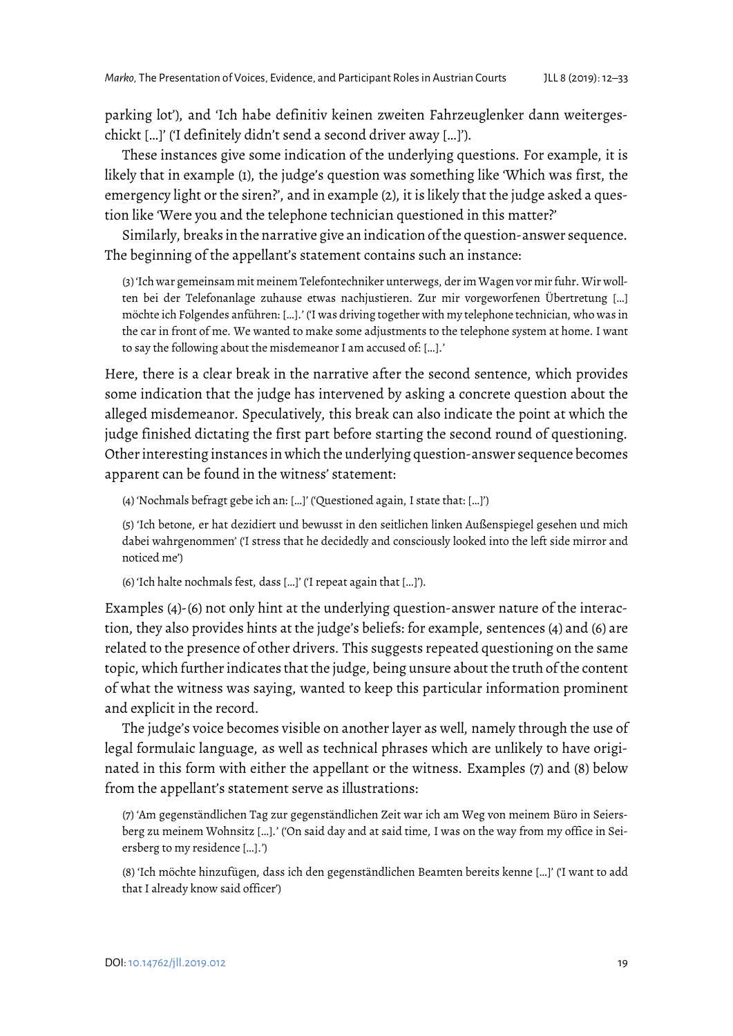parking lot'), and 'Ich habe definitiv keinen zweiten Fahrzeuglenker dann weitergeschickt […]' ('I definitely didn't send a second driver away […]').

These instances give some indication of the underlying questions. For example, it is likely that in example (1), the judge's question was something like 'Which was first, the emergency light or the siren?', and in example (2), it is likely that the judge asked a question like 'Were you and the telephone technician questioned in this matter?'

Similarly, breaks in the narrative give an indication of the question-answer sequence. The beginning of the appellant's statement contains such an instance:

> (3) 'Ich war gemeinsam mit meinem Telefontechniker unterwegs, der im Wagen vor mir fuhr. Wir wollten bei der Telefonanlage zuhause etwas nachjustieren. Zur mir vorgeworfenen Übertretung […] möchte ich Folgendes anführen: […].' ('I was driving together with my telephone technician, who was in the car in front of me. We wanted to make some adjustments to the telephone system at home. I want to say the following about the misdemeanor I am accused of: […].'

Here, there is a clear break in the narrative after the second sentence, which provides some indication that the judge has intervened by asking a concrete question about the alleged misdemeanor. Speculatively, this break can also indicate the point at which the judge finished dictating the first part before starting the second round of questioning. Other interesting instances in which the underlying question-answer sequence becomes apparent can be found in the witness' statement:

> (4) 'Nochmals befragt gebe ich an: […]' ('Questioned again, I state that: […]')

> (5) 'Ich betone, er hat dezidiert und bewusst in den seitlichen linken Außenspiegel gesehen und mich dabei wahrgenommen' ('I stress that he decidedly and consciously looked into the left side mirror and noticed me')

> (6) 'Ich halte nochmals fest, dass […]' ('I repeat again that […]').

Examples (4)-(6) not only hint at the underlying question-answer nature of the interaction, they also provides hints at the judge's beliefs: for example, sentences (4) and (6) are related to the presence of other drivers. This suggests repeated questioning on the same topic, which further indicates that the judge, being unsure about the truth of the content of what the witness was saying, wanted to keep this particular information prominent and explicit in the record.

The judge's voice becomes visible on another layer as well, namely through the use of legal formulaic language, as well as technical phrases which are unlikely to have originated in this form with either the appellant or the witness. Examples (7) and (8) below from the appellant's statement serve as illustrations:

> (7) 'Am gegenständlichen Tag zur gegenständlichen Zeit war ich am Weg von meinem Büro in Seiersberg zu meinem Wohnsitz […].' ('On said day and at said time, I was on the way from my office in Seiersberg to my residence […].')

> (8) 'Ich möchte hinzufügen, dass ich den gegenständlichen Beamten bereits kenne […]' ('I want to add that I already know said officer')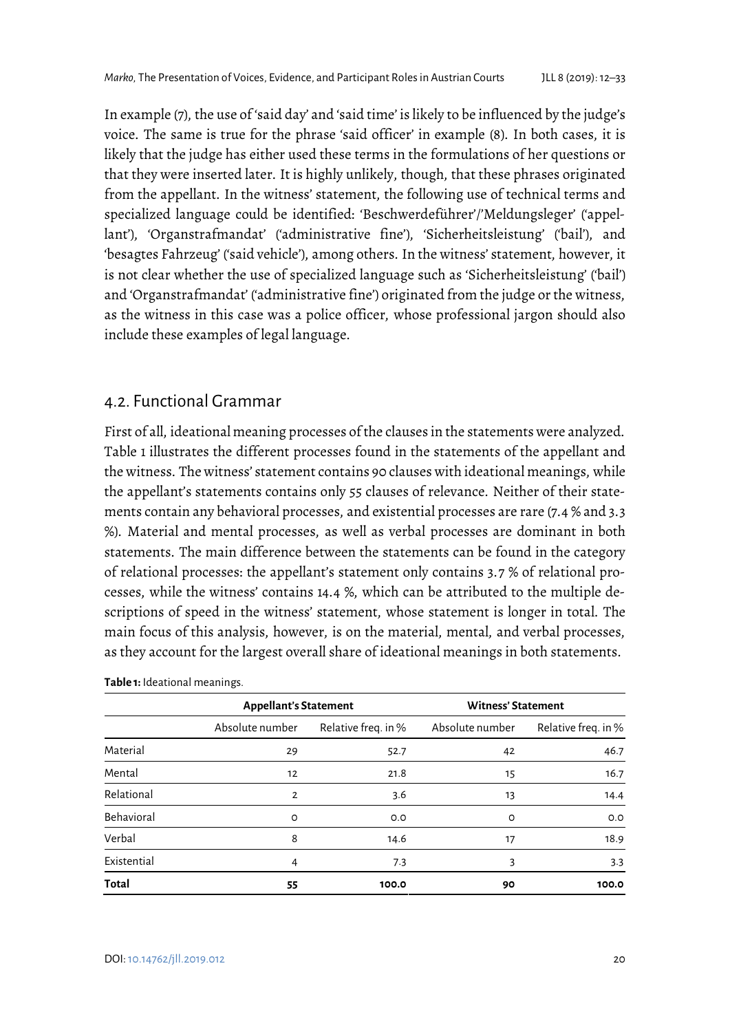In example (7), the use of 'said day' and 'said time' is likely to be influenced by the judge's voice. The same is true for the phrase 'said officer' in example (8). In both cases, it is likely that the judge has either used these terms in the formulations of her questions or that they were inserted later. It is highly unlikely, though, that these phrases originated from the appellant. In the witness' statement, the following use of technical terms and specialized language could be identified: 'Beschwerdeführer'/'Meldungsleger' ('appellant'), 'Organstrafmandat' ('administrative fine'), 'Sicherheitsleistung' ('bail'), and 'besagtes Fahrzeug' ('said vehicle'), among others. In the witness' statement, however, it is not clear whether the use of specialized language such as 'Sicherheitsleistung' ('bail') and 'Organstrafmandat' ('administrative fine') originated from the judge or the witness, as the witness in this case was a police officer, whose professional jargon should also include these examples of legal language.

## 4.2. Functional Grammar

First of all, ideational meaning processes of the clauses in the statements were analyzed. Table 1 illustrates the different processes found in the statements of the appellant and the witness. The witness' statement contains 90 clauses with ideational meanings, while the appellant's statements contains only 55 clauses of relevance. Neither of their statements contain any behavioral processes, and existential processes are rare (7.4 % and 3.3 %). Material and mental processes, as well as verbal processes are dominant in both statements. The main difference between the statements can be found in the category of relational processes: the appellant's statement only contains 3.7 % of relational processes, while the witness' contains 14.4 %, which can be attributed to the multiple descriptions of speed in the witness' statement, whose statement is longer in total. The main focus of this analysis, however, is on the material, mental, and verbal processes, as they account for the largest overall share of ideational meanings in both statements.

**Table 1:** Ideational meanings.

| | **Appellant's Statement** | | **Witness' Statement** | |
|---|---|---|---|---|
| | Absolute number | Relative freq. in % | Absolute number | Relative freq. in % |
| Material | 29 | 52.7 | 42 | 46.7 |
| Mental | 12 | 21.8 | 15 | 16.7 |
| Relational | 2 | 3.6 | 13 | 14.4 |
| Behavioral | 0 | 0.0 | 0 | 0.0 |
| Verbal | 8 | 14.6 | 17 | 18.9 |
| Existential | 4 | 7.3 | 3 | 3.3 |
| **Total** | **55** | **100.0** | **90** | **100.0** |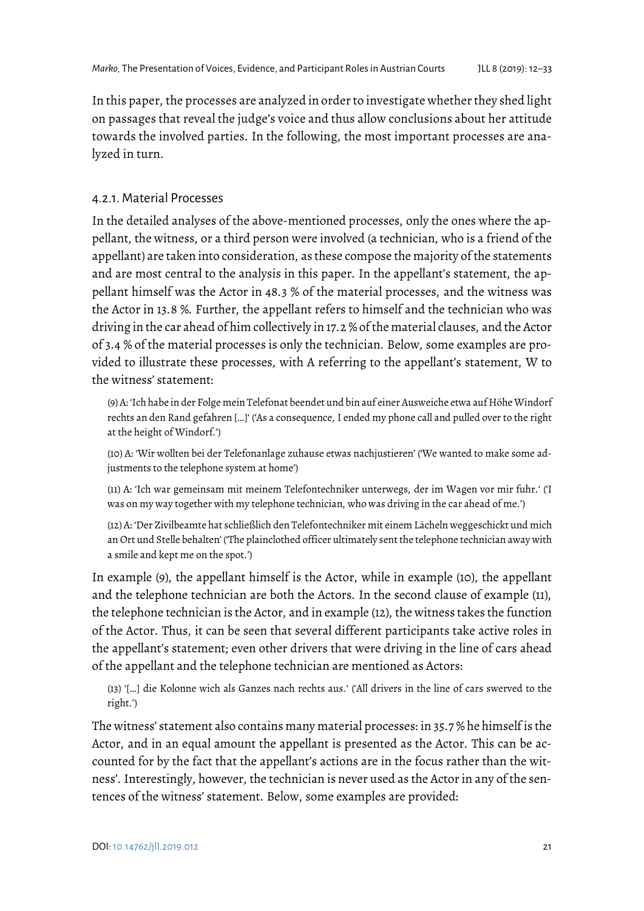In this paper, the processes are analyzed in order to investigate whether they shed light on passages that reveal the judge's voice and thus allow conclusions about her attitude towards the involved parties. In the following, the most important processes are analyzed in turn.

### 4.2.1. Material Processes

In the detailed analyses of the above-mentioned processes, only the ones where the appellant, the witness, or a third person were involved (a technician, who is a friend of the appellant) are taken into consideration, as these compose the majority of the statements and are most central to the analysis in this paper. In the appellant's statement, the appellant himself was the Actor in 48.3 % of the material processes, and the witness was the Actor in 13.8 %. Further, the appellant refers to himself and the technician who was driving in the car ahead of him collectively in 17.2 % of the material clauses, and the Actor of 3.4 % of the material processes is only the technician. Below, some examples are provided to illustrate these processes, with A referring to the appellant's statement, W to the witness' statement:

(9) A: 'Ich habe in der Folge mein Telefonat beendet und bin auf einer Ausweiche etwa auf Höhe Windorf rechts an den Rand gefahren […]' ('As a consequence, I ended my phone call and pulled over to the right at the height of Windorf.')

(10) A: 'Wir wollten bei der Telefonanlage zuhause etwas nachjustieren' ('We wanted to make some adjustments to the telephone system at home')

(11) A: 'Ich war gemeinsam mit meinem Telefontechniker unterwegs, der im Wagen vor mir fuhr.' ('I was on my way together with my telephone technician, who was driving in the car ahead of me.')

(12) A: 'Der Zivilbeamte hat schließlich den Telefontechniker mit einem Lächeln weggeschickt und mich an Ort und Stelle behalten' ('The plainclothed officer ultimately sent the telephone technician away with a smile and kept me on the spot.')

In example (9), the appellant himself is the Actor, while in example (10), the appellant and the telephone technician are both the Actors. In the second clause of example (11), the telephone technician is the Actor, and in example (12), the witness takes the function of the Actor. Thus, it can be seen that several different participants take active roles in the appellant's statement; even other drivers that were driving in the line of cars ahead of the appellant and the telephone technician are mentioned as Actors:

(13) '[…] die Kolonne wich als Ganzes nach rechts aus.' ('All drivers in the line of cars swerved to the right.')

The witness' statement also contains many material processes: in 35.7 % he himself is the Actor, and in an equal amount the appellant is presented as the Actor. This can be accounted for by the fact that the appellant's actions are in the focus rather than the witness'. Interestingly, however, the technician is never used as the Actor in any of the sentences of the witness' statement. Below, some examples are provided: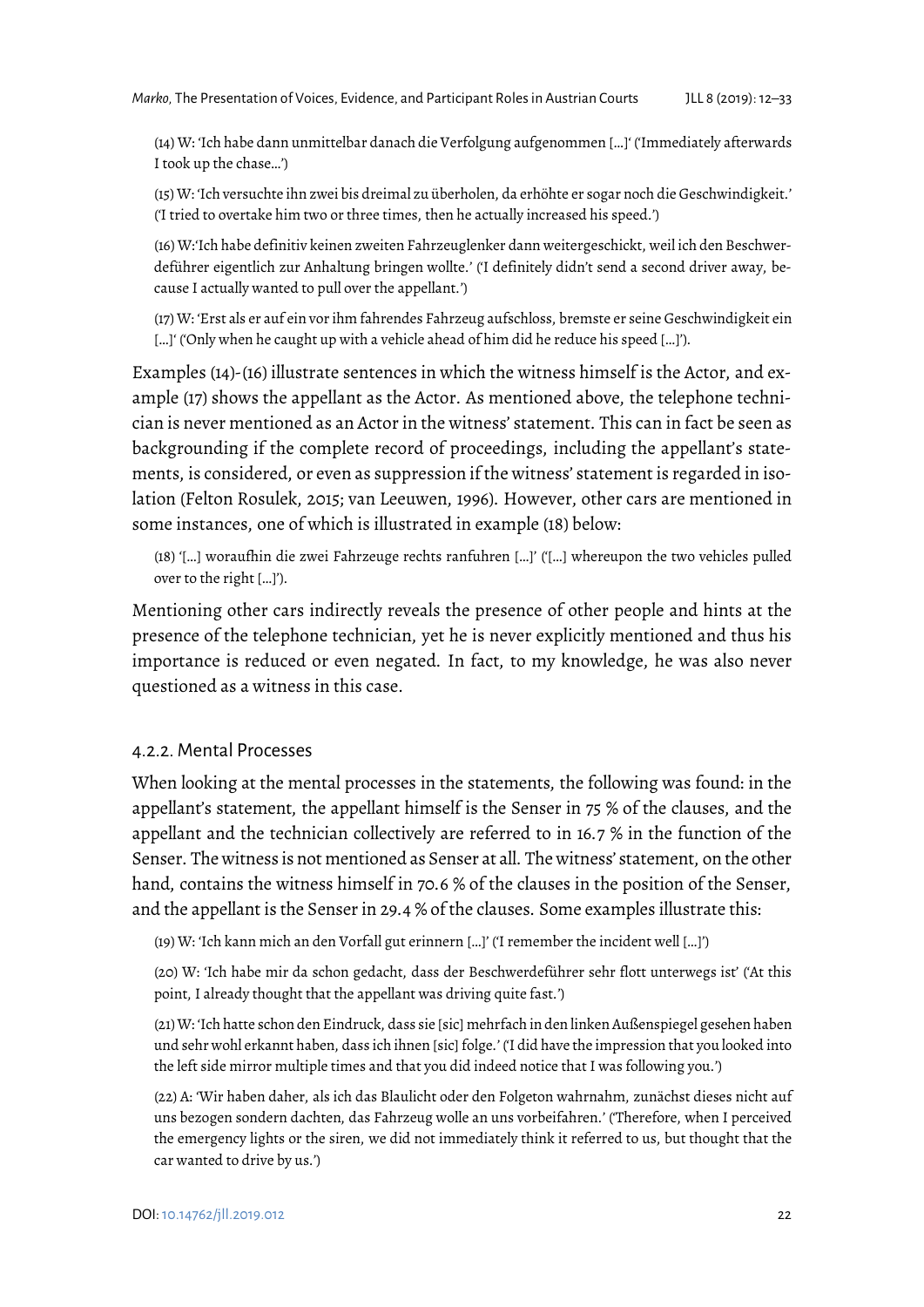(14) W: 'Ich habe dann unmittelbar danach die Verfolgung aufgenommen [...]' ('Immediately afterwards I took up the chase...')

(15) W: 'Ich versuchte ihn zwei bis dreimal zu überholen, da erhöhte er sogar noch die Geschwindigkeit.' ('I tried to overtake him two or three times, then he actually increased his speed.')

(16) W:'Ich habe definitiv keinen zweiten Fahrzeuglenker dann weitergeschickt, weil ich den Beschwerdeführer eigentlich zur Anhaltung bringen wollte.' ('I definitely didn't send a second driver away, because I actually wanted to pull over the appellant.')

(17) W: 'Erst als er auf ein vor ihm fahrendes Fahrzeug aufschloss, bremste er seine Geschwindigkeit ein [...]' ('Only when he caught up with a vehicle ahead of him did he reduce his speed [...]').

Examples (14)-(16) illustrate sentences in which the witness himself is the Actor, and example (17) shows the appellant as the Actor. As mentioned above, the telephone technician is never mentioned as an Actor in the witness' statement. This can in fact be seen as backgrounding if the complete record of proceedings, including the appellant's statements, is considered, or even as suppression if the witness' statement is regarded in isolation (Felton Rosulek, 2015; van Leeuwen, 1996). However, other cars are mentioned in some instances, one of which is illustrated in example (18) below:

(18) '[...] woraufhin die zwei Fahrzeuge rechts ranfuhren [...]' ('[...] whereupon the two vehicles pulled over to the right [...]').

Mentioning other cars indirectly reveals the presence of other people and hints at the presence of the telephone technician, yet he is never explicitly mentioned and thus his importance is reduced or even negated. In fact, to my knowledge, he was also never questioned as a witness in this case.

### 4.2.2. Mental Processes

When looking at the mental processes in the statements, the following was found: in the appellant's statement, the appellant himself is the Senser in 75 % of the clauses, and the appellant and the technician collectively are referred to in 16.7 % in the function of the Senser. The witness is not mentioned as Senser at all. The witness' statement, on the other hand, contains the witness himself in 70.6 % of the clauses in the position of the Senser, and the appellant is the Senser in 29.4 % of the clauses. Some examples illustrate this:

(19) W: 'Ich kann mich an den Vorfall gut erinnern [...]' ('I remember the incident well [...]')

(20) W: 'Ich habe mir da schon gedacht, dass der Beschwerdeführer sehr flott unterwegs ist' ('At this point, I already thought that the appellant was driving quite fast.')

(21) W: 'Ich hatte schon den Eindruck, dass sie [sic] mehrfach in den linken Außenspiegel gesehen haben und sehr wohl erkannt haben, dass ich ihnen [sic] folge.' ('I did have the impression that you looked into the left side mirror multiple times and that you did indeed notice that I was following you.')

(22) A: 'Wir haben daher, als ich das Blaulicht oder den Folgeton wahrnahm, zunächst dieses nicht auf uns bezogen sondern dachten, das Fahrzeug wolle an uns vorbeifahren.' ('Therefore, when I perceived the emergency lights or the siren, we did not immediately think it referred to us, but thought that the car wanted to drive by us.')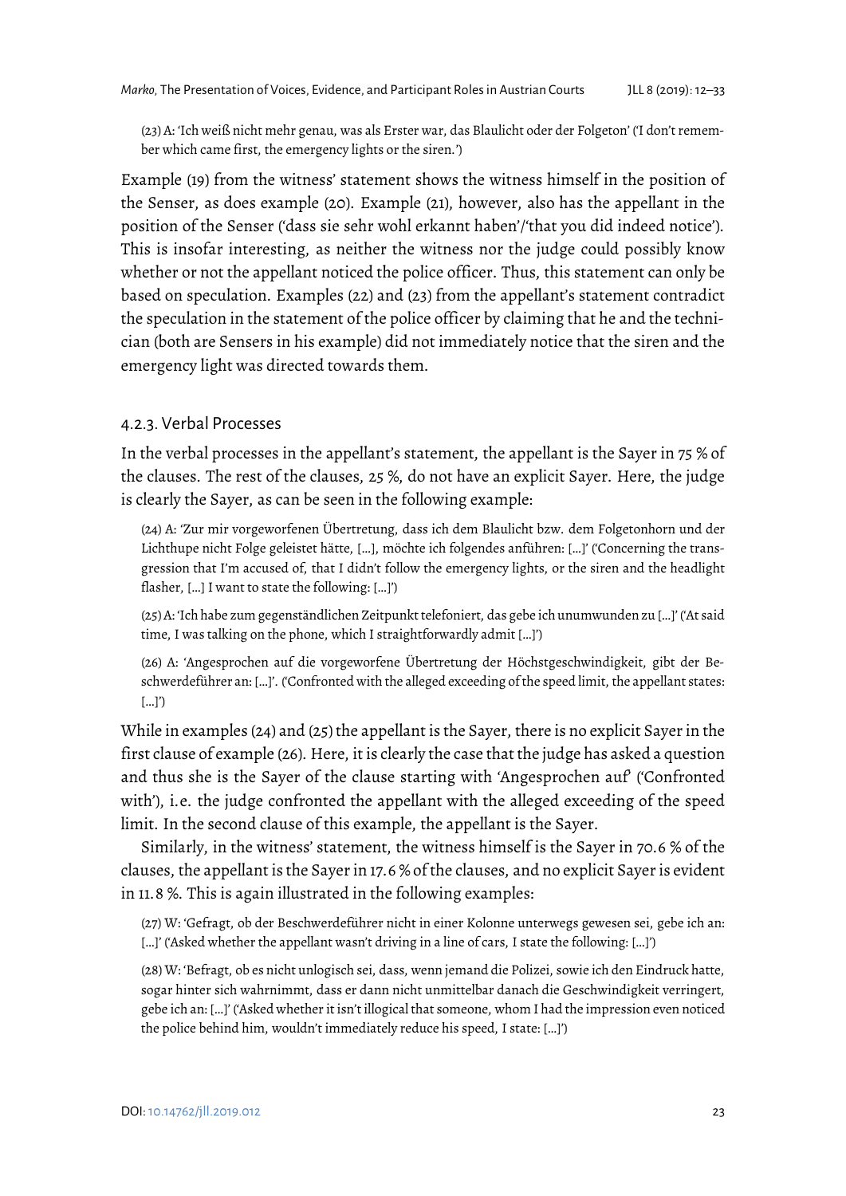(23) A: 'Ich weiß nicht mehr genau, was als Erster war, das Blaulicht oder der Folgeton' ('I don't remember which came first, the emergency lights or the siren.')

Example (19) from the witness' statement shows the witness himself in the position of the Senser, as does example (20). Example (21), however, also has the appellant in the position of the Senser ('dass sie sehr wohl erkannt haben'/'that you did indeed notice'). This is insofar interesting, as neither the witness nor the judge could possibly know whether or not the appellant noticed the police officer. Thus, this statement can only be based on speculation. Examples (22) and (23) from the appellant's statement contradict the speculation in the statement of the police officer by claiming that he and the technician (both are Sensers in his example) did not immediately notice that the siren and the emergency light was directed towards them.

### 4.2.3. Verbal Processes

In the verbal processes in the appellant's statement, the appellant is the Sayer in 75 % of the clauses. The rest of the clauses, 25 %, do not have an explicit Sayer. Here, the judge is clearly the Sayer, as can be seen in the following example:

(24) A: 'Zur mir vorgeworfenen Übertretung, dass ich dem Blaulicht bzw. dem Folgetonhorn und der Lichthupe nicht Folge geleistet hätte, […], möchte ich folgendes anführen: […]' ('Concerning the transgression that I'm accused of, that I didn't follow the emergency lights, or the siren and the headlight flasher, […] I want to state the following: […]')

(25) A: 'Ich habe zum gegenständlichen Zeitpunkt telefoniert, das gebe ich unumwunden zu […]' ('At said time, I was talking on the phone, which I straightforwardly admit […]')

(26) A: 'Angesprochen auf die vorgeworfene Übertretung der Höchstgeschwindigkeit, gibt der Beschwerdeführer an: […]'. ('Confronted with the alleged exceeding of the speed limit, the appellant states: […]')

While in examples (24) and (25) the appellant is the Sayer, there is no explicit Sayer in the first clause of example (26). Here, it is clearly the case that the judge has asked a question and thus she is the Sayer of the clause starting with 'Angesprochen auf' ('Confronted with'), i.e. the judge confronted the appellant with the alleged exceeding of the speed limit. In the second clause of this example, the appellant is the Sayer.

Similarly, in the witness' statement, the witness himself is the Sayer in 70.6 % of the clauses, the appellant is the Sayer in 17.6 % of the clauses, and no explicit Sayer is evident in 11.8 %. This is again illustrated in the following examples:

(27) W: 'Gefragt, ob der Beschwerdeführer nicht in einer Kolonne unterwegs gewesen sei, gebe ich an: […]' ('Asked whether the appellant wasn't driving in a line of cars, I state the following: […]')

(28) W: 'Befragt, ob es nicht unlogisch sei, dass, wenn jemand die Polizei, sowie ich den Eindruck hatte, sogar hinter sich wahrnimmt, dass er dann nicht unmittelbar danach die Geschwindigkeit verringert, gebe ich an: […]' ('Asked whether it isn't illogical that someone, whom I had the impression even noticed the police behind him, wouldn't immediately reduce his speed, I state: […]')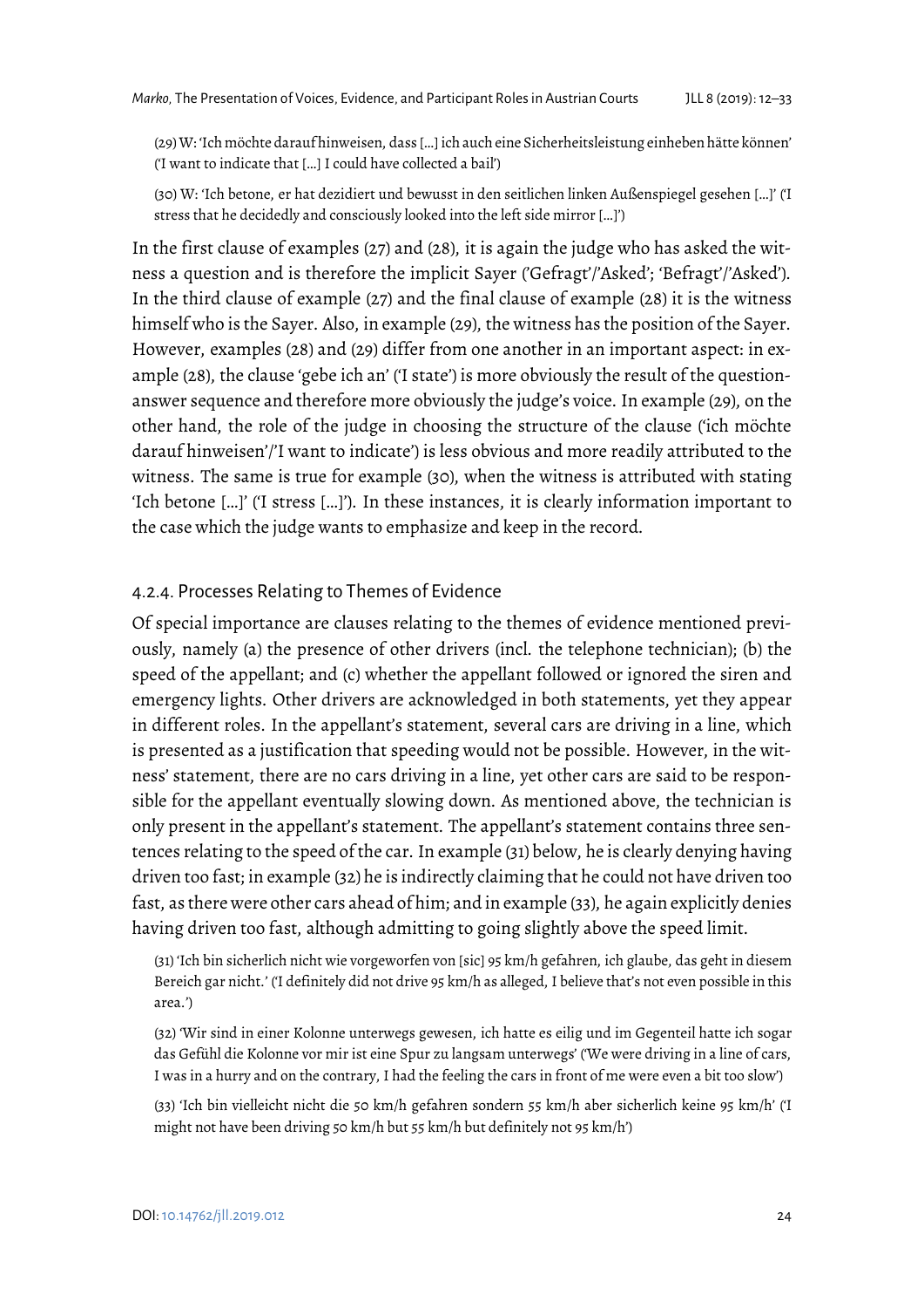(29) W: 'Ich möchte darauf hinweisen, dass [...] ich auch eine Sicherheitsleistung einheben hätte können' ('I want to indicate that [...] I could have collected a bail')

(30) W: 'Ich betone, er hat dezidiert und bewusst in den seitlichen linken Außenspiegel gesehen [...]' ('I stress that he decidedly and consciously looked into the left side mirror [...]')

In the first clause of examples (27) and (28), it is again the judge who has asked the witness a question and is therefore the implicit Sayer ('Gefragt'/'Asked'; 'Befragt'/'Asked'). In the third clause of example (27) and the final clause of example (28) it is the witness himself who is the Sayer. Also, in example (29), the witness has the position of the Sayer. However, examples (28) and (29) differ from one another in an important aspect: in example (28), the clause 'gebe ich an' ('I state') is more obviously the result of the question-answer sequence and therefore more obviously the judge's voice. In example (29), on the other hand, the role of the judge in choosing the structure of the clause ('ich möchte darauf hinweisen'/'I want to indicate') is less obvious and more readily attributed to the witness. The same is true for example (30), when the witness is attributed with stating 'Ich betone [...]' ('I stress [...]'). In these instances, it is clearly information important to the case which the judge wants to emphasize and keep in the record.

### 4.2.4. Processes Relating to Themes of Evidence

Of special importance are clauses relating to the themes of evidence mentioned previously, namely (a) the presence of other drivers (incl. the telephone technician); (b) the speed of the appellant; and (c) whether the appellant followed or ignored the siren and emergency lights. Other drivers are acknowledged in both statements, yet they appear in different roles. In the appellant's statement, several cars are driving in a line, which is presented as a justification that speeding would not be possible. However, in the witness' statement, there are no cars driving in a line, yet other cars are said to be responsible for the appellant eventually slowing down. As mentioned above, the technician is only present in the appellant's statement. The appellant's statement contains three sentences relating to the speed of the car. In example (31) below, he is clearly denying having driven too fast; in example (32) he is indirectly claiming that he could not have driven too fast, as there were other cars ahead of him; and in example (33), he again explicitly denies having driven too fast, although admitting to going slightly above the speed limit.

(31) 'Ich bin sicherlich nicht wie vorgeworfen von [sic] 95 km/h gefahren, ich glaube, das geht in diesem Bereich gar nicht.' ('I definitely did not drive 95 km/h as alleged, I believe that's not even possible in this area.')

(32) 'Wir sind in einer Kolonne unterwegs gewesen, ich hatte es eilig und im Gegenteil hatte ich sogar das Gefühl die Kolonne vor mir ist eine Spur zu langsam unterwegs' ('We were driving in a line of cars, I was in a hurry and on the contrary, I had the feeling the cars in front of me were even a bit too slow')

(33) 'Ich bin vielleicht nicht die 50 km/h gefahren sondern 55 km/h aber sicherlich keine 95 km/h' ('I might not have been driving 50 km/h but 55 km/h but definitely not 95 km/h')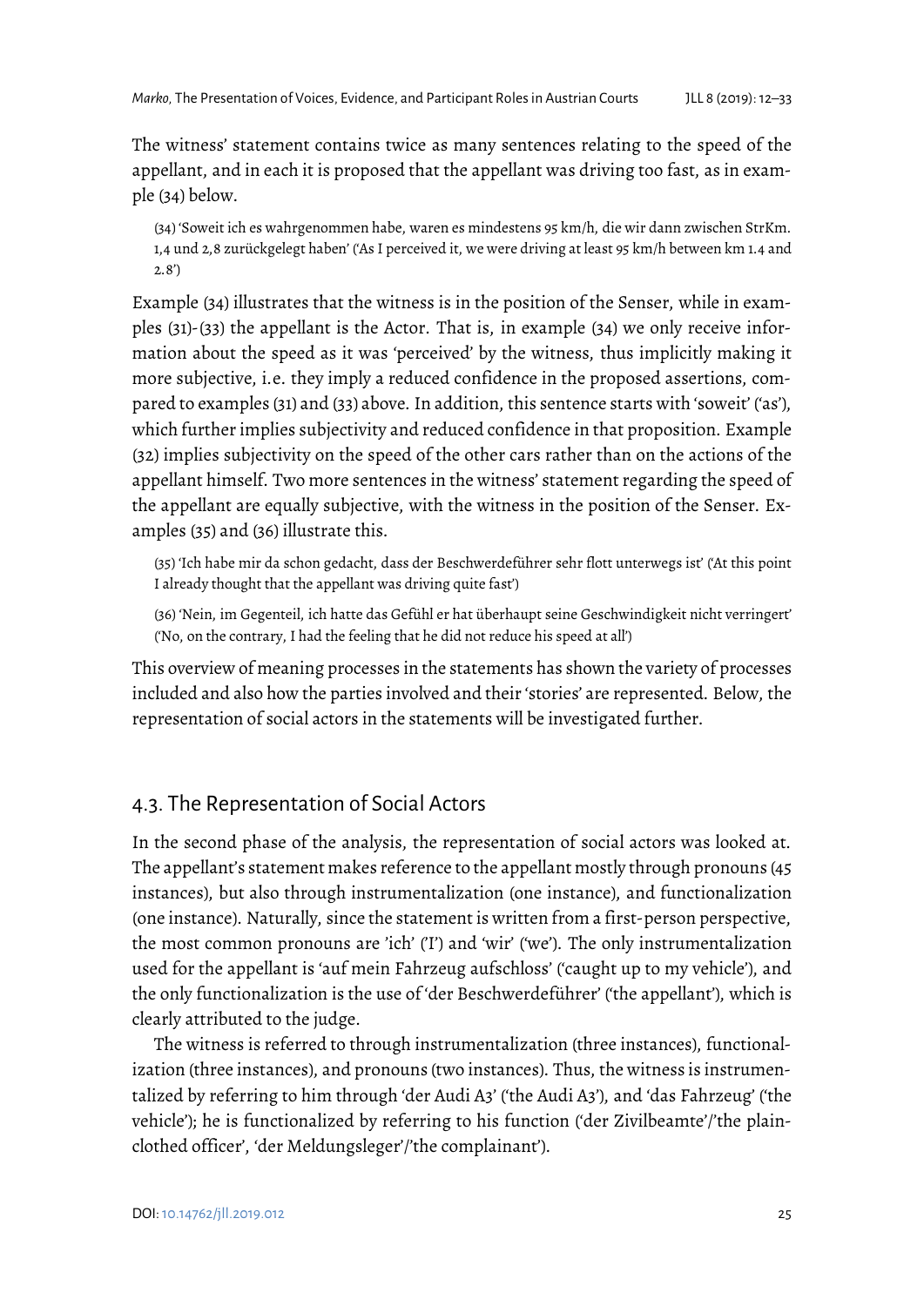The witness' statement contains twice as many sentences relating to the speed of the appellant, and in each it is proposed that the appellant was driving too fast, as in example (34) below.

> (34) 'Soweit ich es wahrgenommen habe, waren es mindestens 95 km/h, die wir dann zwischen StrKm. 1,4 und 2,8 zurückgelegt haben' ('As I perceived it, we were driving at least 95 km/h between km 1.4 and 2.8')

Example (34) illustrates that the witness is in the position of the Senser, while in examples (31)-(33) the appellant is the Actor. That is, in example (34) we only receive information about the speed as it was 'perceived' by the witness, thus implicitly making it more subjective, i.e. they imply a reduced confidence in the proposed assertions, compared to examples (31) and (33) above. In addition, this sentence starts with 'soweit' ('as'), which further implies subjectivity and reduced confidence in that proposition. Example (32) implies subjectivity on the speed of the other cars rather than on the actions of the appellant himself. Two more sentences in the witness' statement regarding the speed of the appellant are equally subjective, with the witness in the position of the Senser. Examples (35) and (36) illustrate this.

> (35) 'Ich habe mir da schon gedacht, dass der Beschwerdeführer sehr flott unterwegs ist' ('At this point I already thought that the appellant was driving quite fast')

> (36) 'Nein, im Gegenteil, ich hatte das Gefühl er hat überhaupt seine Geschwindigkeit nicht verringert' ('No, on the contrary, I had the feeling that he did not reduce his speed at all')

This overview of meaning processes in the statements has shown the variety of processes included and also how the parties involved and their 'stories' are represented. Below, the representation of social actors in the statements will be investigated further.

## 4.3. The Representation of Social Actors

In the second phase of the analysis, the representation of social actors was looked at. The appellant's statement makes reference to the appellant mostly through pronouns (45 instances), but also through instrumentalization (one instance), and functionalization (one instance). Naturally, since the statement is written from a first-person perspective, the most common pronouns are 'ich' ('I') and 'wir' ('we'). The only instrumentalization used for the appellant is 'auf mein Fahrzeug aufschloss' ('caught up to my vehicle'), and the only functionalization is the use of 'der Beschwerdeführer' ('the appellant'), which is clearly attributed to the judge.

The witness is referred to through instrumentalization (three instances), functionalization (three instances), and pronouns (two instances). Thus, the witness is instrumentalized by referring to him through 'der Audi A3' ('the Audi A3'), and 'das Fahrzeug' ('the vehicle'); he is functionalized by referring to his function ('der Zivilbeamte'/'the plain-clothed officer', 'der Meldungsleger'/'the complainant').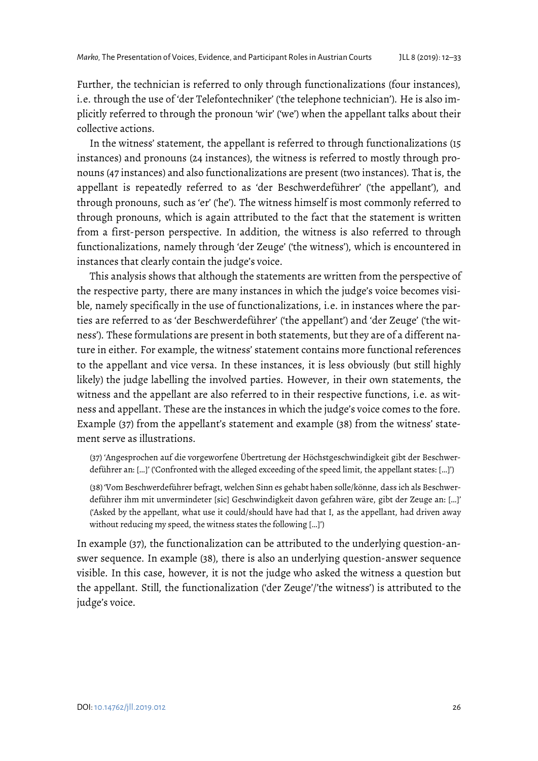Further, the technician is referred to only through functionalizations (four instances), i.e. through the use of 'der Telefontechniker' ('the telephone technician'). He is also implicitly referred to through the pronoun 'wir' ('we') when the appellant talks about their collective actions.

In the witness' statement, the appellant is referred to through functionalizations (15 instances) and pronouns (24 instances), the witness is referred to mostly through pronouns (47 instances) and also functionalizations are present (two instances). That is, the appellant is repeatedly referred to as 'der Beschwerdeführer' ('the appellant'), and through pronouns, such as 'er' ('he'). The witness himself is most commonly referred to through pronouns, which is again attributed to the fact that the statement is written from a first-person perspective. In addition, the witness is also referred to through functionalizations, namely through 'der Zeuge' ('the witness'), which is encountered in instances that clearly contain the judge's voice.

This analysis shows that although the statements are written from the perspective of the respective party, there are many instances in which the judge's voice becomes visible, namely specifically in the use of functionalizations, i.e. in instances where the parties are referred to as 'der Beschwerdeführer' ('the appellant') and 'der Zeuge' ('the witness'). These formulations are present in both statements, but they are of a different nature in either. For example, the witness' statement contains more functional references to the appellant and vice versa. In these instances, it is less obviously (but still highly likely) the judge labelling the involved parties. However, in their own statements, the witness and the appellant are also referred to in their respective functions, i.e. as witness and appellant. These are the instances in which the judge's voice comes to the fore. Example (37) from the appellant's statement and example (38) from the witness' statement serve as illustrations.

> (37) 'Angesprochen auf die vorgeworfene Übertretung der Höchstgeschwindigkeit gibt der Beschwerdeführer an: […]' ('Confronted with the alleged exceeding of the speed limit, the appellant states: […]')
>
> (38) 'Vom Beschwerdeführer befragt, welchen Sinn es gehabt haben solle/könne, dass ich als Beschwerdeführer ihm mit unvermindeter [sic] Geschwindigkeit davon gefahren wäre, gibt der Zeuge an: […]' ('Asked by the appellant, what use it could/should have had that I, as the appellant, had driven away without reducing my speed, the witness states the following […]')

In example (37), the functionalization can be attributed to the underlying question-answer sequence. In example (38), there is also an underlying question-answer sequence visible. In this case, however, it is not the judge who asked the witness a question but the appellant. Still, the functionalization ('der Zeuge'/'the witness') is attributed to the judge's voice.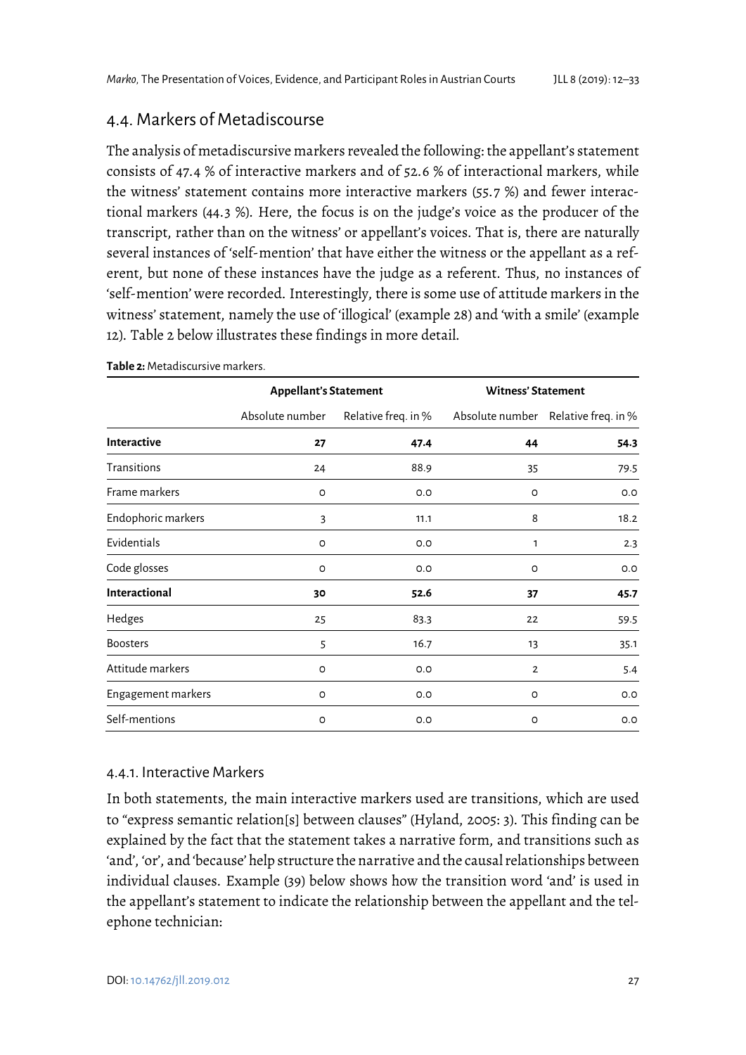## 4.4. Markers of Metadiscourse

The analysis of metadiscursive markers revealed the following: the appellant's statement consists of 47.4 % of interactive markers and of 52.6 % of interactional markers, while the witness' statement contains more interactive markers (55.7 %) and fewer interactional markers (44.3 %). Here, the focus is on the judge's voice as the producer of the transcript, rather than on the witness' or appellant's voices. That is, there are naturally several instances of 'self-mention' that have either the witness or the appellant as a referent, but none of these instances have the judge as a referent. Thus, no instances of 'self-mention' were recorded. Interestingly, there is some use of attitude markers in the witness' statement, namely the use of 'illogical' (example 28) and 'with a smile' (example 12). Table 2 below illustrates these findings in more detail.

**Table 2:** Metadiscursive markers.

| | **Appellant's Statement** | | **Witness' Statement** | |
|---|---|---|---|---|
| | Absolute number | Relative freq. in % | Absolute number | Relative freq. in % |
| **Interactive** | **27** | **47.4** | **44** | **54.3** |
| Transitions | 24 | 88.9 | 35 | 79.5 |
| Frame markers | 0 | 0.0 | 0 | 0.0 |
| Endophoric markers | 3 | 11.1 | 8 | 18.2 |
| Evidentials | 0 | 0.0 | 1 | 2.3 |
| Code glosses | 0 | 0.0 | 0 | 0.0 |
| **Interactional** | **30** | **52.6** | **37** | **45.7** |
| Hedges | 25 | 83.3 | 22 | 59.5 |
| Boosters | 5 | 16.7 | 13 | 35.1 |
| Attitude markers | 0 | 0.0 | 2 | 5.4 |
| Engagement markers | 0 | 0.0 | 0 | 0.0 |
| Self-mentions | 0 | 0.0 | 0 | 0.0 |

### 4.4.1. Interactive Markers

In both statements, the main interactive markers used are transitions, which are used to "express semantic relation[s] between clauses" (Hyland, 2005: 3). This finding can be explained by the fact that the statement takes a narrative form, and transitions such as 'and', 'or', and 'because' help structure the narrative and the causal relationships between individual clauses. Example (39) below shows how the transition word 'and' is used in the appellant's statement to indicate the relationship between the appellant and the telephone technician: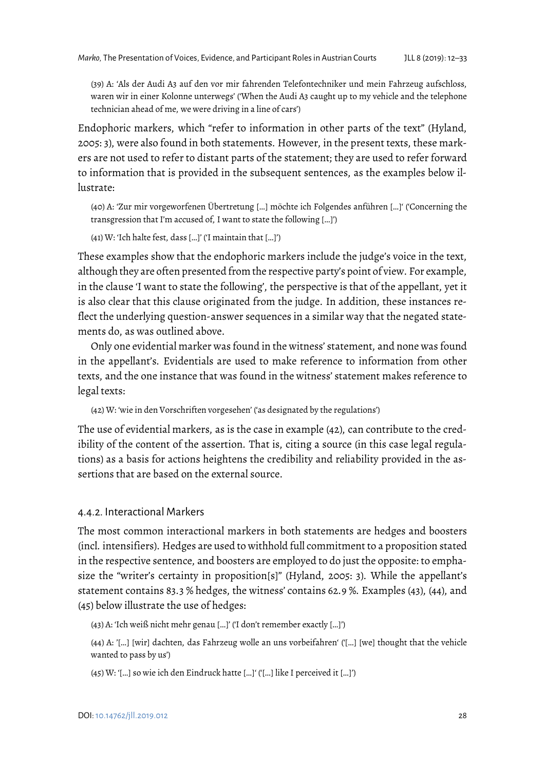(39) A: 'Als der Audi A3 auf den vor mir fahrenden Telefontechniker und mein Fahrzeug aufschloss, waren wir in einer Kolonne unterwegs' ('When the Audi A3 caught up to my vehicle and the telephone technician ahead of me, we were driving in a line of cars')

Endophoric markers, which "refer to information in other parts of the text" (Hyland, 2005: 3), were also found in both statements. However, in the present texts, these markers are not used to refer to distant parts of the statement; they are used to refer forward to information that is provided in the subsequent sentences, as the examples below illustrate:

(40) A: 'Zur mir vorgeworfenen Übertretung […] möchte ich Folgendes anführen […]' ('Concerning the transgression that I'm accused of, I want to state the following […]')

(41) W: 'Ich halte fest, dass […]' ('I maintain that […]')

These examples show that the endophoric markers include the judge's voice in the text, although they are often presented from the respective party's point of view. For example, in the clause 'I want to state the following', the perspective is that of the appellant, yet it is also clear that this clause originated from the judge. In addition, these instances reflect the underlying question-answer sequences in a similar way that the negated statements do, as was outlined above.

Only one evidential marker was found in the witness' statement, and none was found in the appellant's. Evidentials are used to make reference to information from other texts, and the one instance that was found in the witness' statement makes reference to legal texts:

(42) W: 'wie in den Vorschriften vorgesehen' ('as designated by the regulations')

The use of evidential markers, as is the case in example (42), can contribute to the credibility of the content of the assertion. That is, citing a source (in this case legal regulations) as a basis for actions heightens the credibility and reliability provided in the assertions that are based on the external source.

### 4.4.2. Interactional Markers

The most common interactional markers in both statements are hedges and boosters (incl. intensifiers). Hedges are used to withhold full commitment to a proposition stated in the respective sentence, and boosters are employed to do just the opposite: to emphasize the "writer's certainty in proposition[s]" (Hyland, 2005: 3). While the appellant's statement contains 83.3 % hedges, the witness' contains 62.9 %. Examples (43), (44), and (45) below illustrate the use of hedges:

(43) A: 'Ich weiß nicht mehr genau […]' ('I don't remember exactly […]')

(44) A: '[…] [wir] dachten, das Fahrzeug wolle an uns vorbeifahren' ('[…] [we] thought that the vehicle wanted to pass by us')

(45) W: '[…] so wie ich den Eindruck hatte […]' ('[…] like I perceived it […]')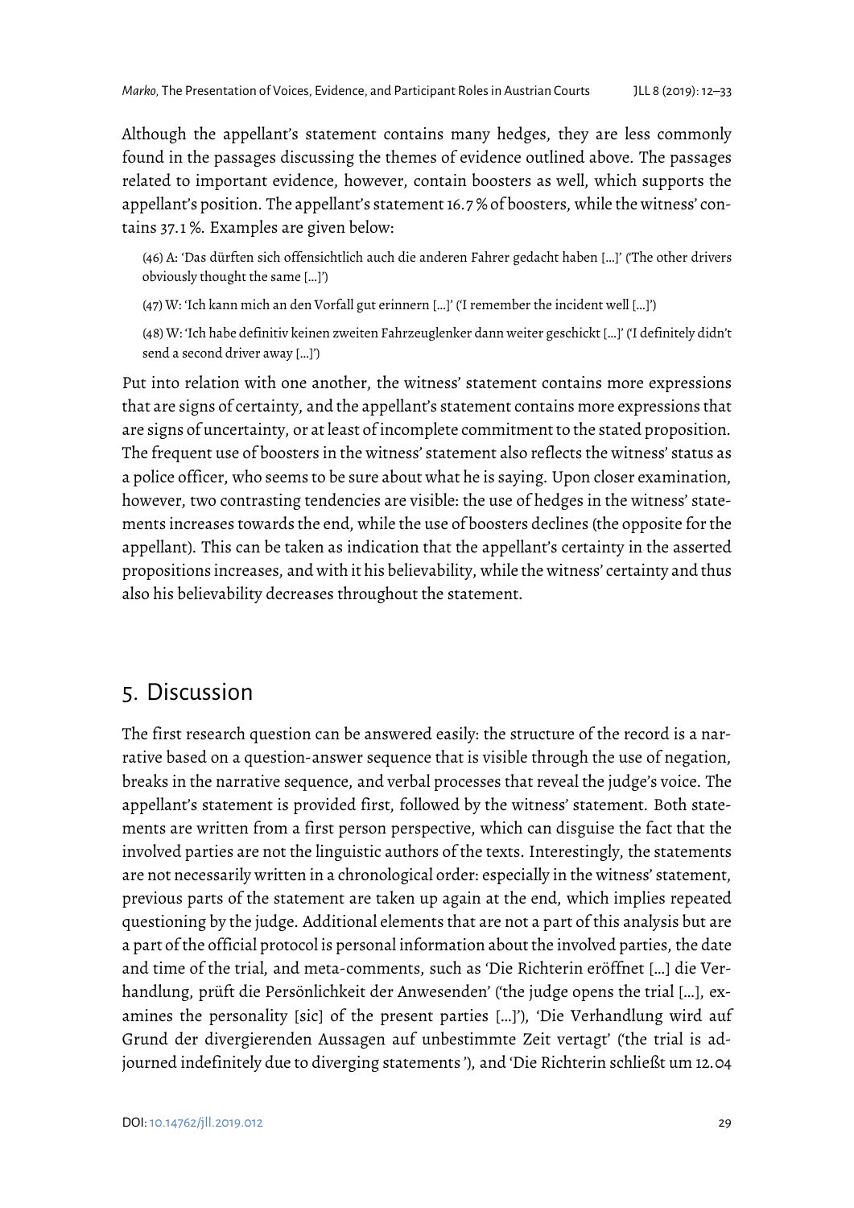Although the appellant's statement contains many hedges, they are less commonly found in the passages discussing the themes of evidence outlined above. The passages related to important evidence, however, contain boosters as well, which supports the appellant's position. The appellant's statement 16.7 % of boosters, while the witness' contains 37.1 %. Examples are given below:

(46) A: 'Das dürften sich offensichtlich auch die anderen Fahrer gedacht haben […]' ('The other drivers obviously thought the same […]')

(47) W: 'Ich kann mich an den Vorfall gut erinnern […]' ('I remember the incident well […]')

(48) W: 'Ich habe definitiv keinen zweiten Fahrzeuglenker dann weiter geschickt […]' ('I definitely didn't send a second driver away […]')

Put into relation with one another, the witness' statement contains more expressions that are signs of certainty, and the appellant's statement contains more expressions that are signs of uncertainty, or at least of incomplete commitment to the stated proposition. The frequent use of boosters in the witness' statement also reflects the witness' status as a police officer, who seems to be sure about what he is saying. Upon closer examination, however, two contrasting tendencies are visible: the use of hedges in the witness' statements increases towards the end, while the use of boosters declines (the opposite for the appellant). This can be taken as indication that the appellant's certainty in the asserted propositions increases, and with it his believability, while the witness' certainty and thus also his believability decreases throughout the statement.

## 5. Discussion

The first research question can be answered easily: the structure of the record is a narrative based on a question-answer sequence that is visible through the use of negation, breaks in the narrative sequence, and verbal processes that reveal the judge's voice. The appellant's statement is provided first, followed by the witness' statement. Both statements are written from a first person perspective, which can disguise the fact that the involved parties are not the linguistic authors of the texts. Interestingly, the statements are not necessarily written in a chronological order: especially in the witness' statement, previous parts of the statement are taken up again at the end, which implies repeated questioning by the judge. Additional elements that are not a part of this analysis but are a part of the official protocol is personal information about the involved parties, the date and time of the trial, and meta-comments, such as 'Die Richterin eröffnet […] die Verhandlung, prüft die Persönlichkeit der Anwesenden' ('the judge opens the trial […], examines the personality [sic] of the present parties […]'), 'Die Verhandlung wird auf Grund der divergierenden Aussagen auf unbestimmte Zeit vertagt' ('the trial is adjourned indefinitely due to diverging statements'), and 'Die Richterin schließt um 12.04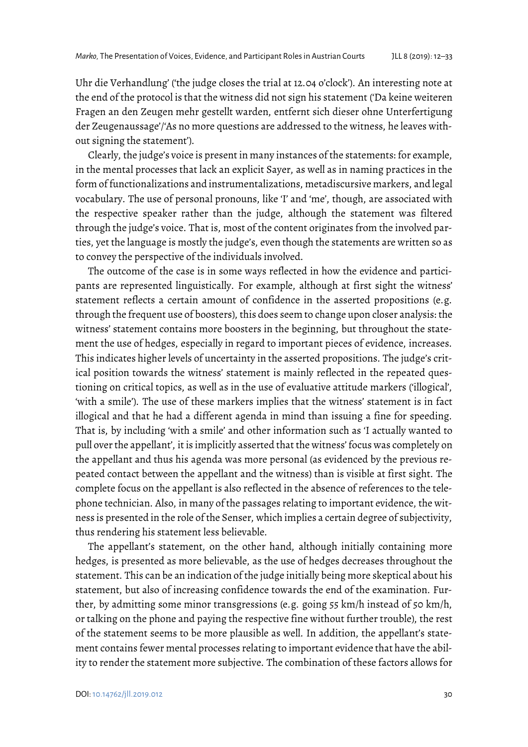Uhr die Verhandlung' ('the judge closes the trial at 12.04 o'clock'). An interesting note at the end of the protocol is that the witness did not sign his statement ('Da keine weiteren Fragen an den Zeugen mehr gestellt warden, entfernt sich dieser ohne Unterfertigung der Zeugenaussage'/'As no more questions are addressed to the witness, he leaves without signing the statement').

Clearly, the judge's voice is present in many instances of the statements: for example, in the mental processes that lack an explicit Sayer, as well as in naming practices in the form of functionalizations and instrumentalizations, metadiscursive markers, and legal vocabulary. The use of personal pronouns, like 'I' and 'me', though, are associated with the respective speaker rather than the judge, although the statement was filtered through the judge's voice. That is, most of the content originates from the involved parties, yet the language is mostly the judge's, even though the statements are written so as to convey the perspective of the individuals involved.

The outcome of the case is in some ways reflected in how the evidence and participants are represented linguistically. For example, although at first sight the witness' statement reflects a certain amount of confidence in the asserted propositions (e.g. through the frequent use of boosters), this does seem to change upon closer analysis: the witness' statement contains more boosters in the beginning, but throughout the statement the use of hedges, especially in regard to important pieces of evidence, increases. This indicates higher levels of uncertainty in the asserted propositions. The judge's critical position towards the witness' statement is mainly reflected in the repeated questioning on critical topics, as well as in the use of evaluative attitude markers ('illogical', 'with a smile'). The use of these markers implies that the witness' statement is in fact illogical and that he had a different agenda in mind than issuing a fine for speeding. That is, by including 'with a smile' and other information such as 'I actually wanted to pull over the appellant', it is implicitly asserted that the witness' focus was completely on the appellant and thus his agenda was more personal (as evidenced by the previous repeated contact between the appellant and the witness) than is visible at first sight. The complete focus on the appellant is also reflected in the absence of references to the telephone technician. Also, in many of the passages relating to important evidence, the witness is presented in the role of the Senser, which implies a certain degree of subjectivity, thus rendering his statement less believable.

The appellant's statement, on the other hand, although initially containing more hedges, is presented as more believable, as the use of hedges decreases throughout the statement. This can be an indication of the judge initially being more skeptical about his statement, but also of increasing confidence towards the end of the examination. Further, by admitting some minor transgressions (e.g. going 55 km/h instead of 50 km/h, or talking on the phone and paying the respective fine without further trouble), the rest of the statement seems to be more plausible as well. In addition, the appellant's statement contains fewer mental processes relating to important evidence that have the ability to render the statement more subjective. The combination of these factors allows for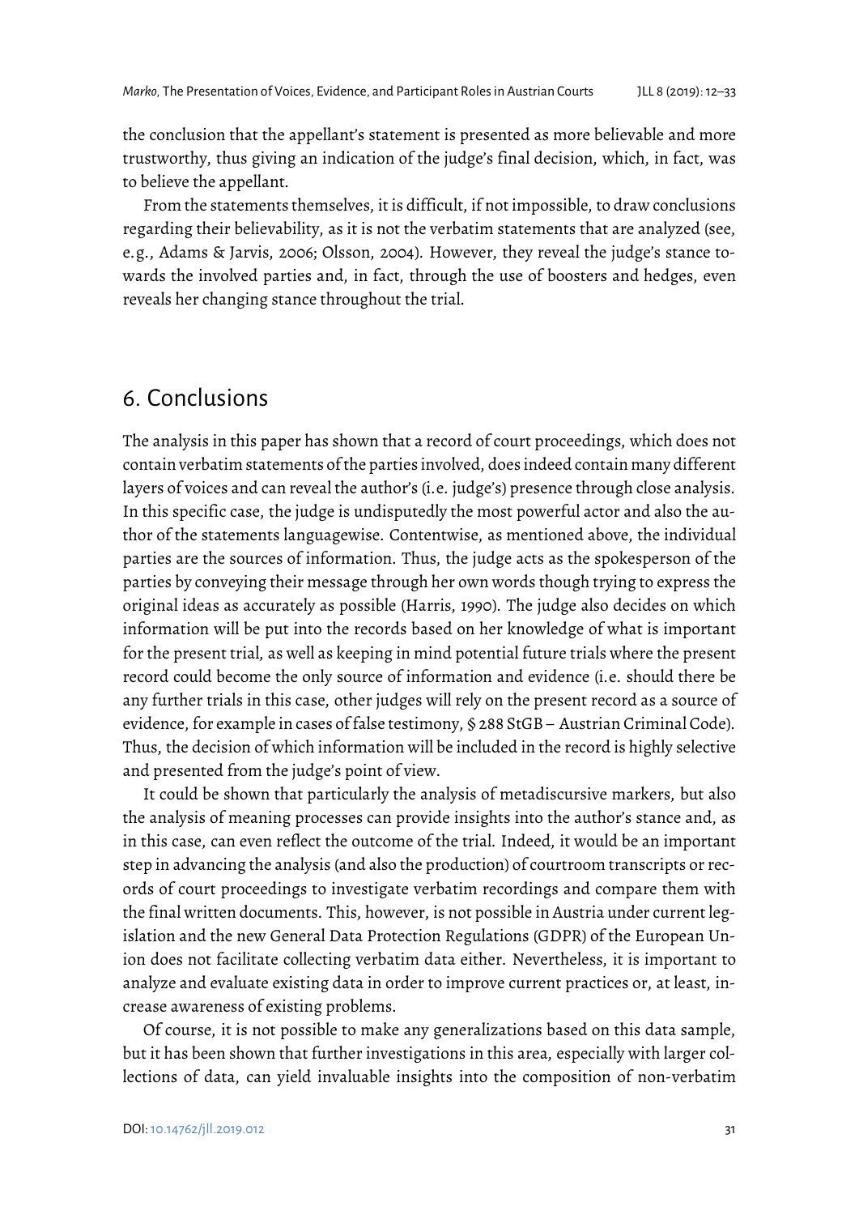the conclusion that the appellant's statement is presented as more believable and more trustworthy, thus giving an indication of the judge's final decision, which, in fact, was to believe the appellant.

From the statements themselves, it is difficult, if not impossible, to draw conclusions regarding their believability, as it is not the verbatim statements that are analyzed (see, e.g., Adams & Jarvis, 2006; Olsson, 2004). However, they reveal the judge's stance towards the involved parties and, in fact, through the use of boosters and hedges, even reveals her changing stance throughout the trial.

## 6. Conclusions

The analysis in this paper has shown that a record of court proceedings, which does not contain verbatim statements of the parties involved, does indeed contain many different layers of voices and can reveal the author's (i.e. judge's) presence through close analysis. In this specific case, the judge is undisputedly the most powerful actor and also the author of the statements languagewise. Contentwise, as mentioned above, the individual parties are the sources of information. Thus, the judge acts as the spokesperson of the parties by conveying their message through her own words though trying to express the original ideas as accurately as possible (Harris, 1990). The judge also decides on which information will be put into the records based on her knowledge of what is important for the present trial, as well as keeping in mind potential future trials where the present record could become the only source of information and evidence (i.e. should there be any further trials in this case, other judges will rely on the present record as a source of evidence, for example in cases of false testimony, § 288 StGB – Austrian Criminal Code). Thus, the decision of which information will be included in the record is highly selective and presented from the judge's point of view.

It could be shown that particularly the analysis of metadiscursive markers, but also the analysis of meaning processes can provide insights into the author's stance and, as in this case, can even reflect the outcome of the trial. Indeed, it would be an important step in advancing the analysis (and also the production) of courtroom transcripts or records of court proceedings to investigate verbatim recordings and compare them with the final written documents. This, however, is not possible in Austria under current legislation and the new General Data Protection Regulations (GDPR) of the European Union does not facilitate collecting verbatim data either. Nevertheless, it is important to analyze and evaluate existing data in order to improve current practices or, at least, increase awareness of existing problems.

Of course, it is not possible to make any generalizations based on this data sample, but it has been shown that further investigations in this area, especially with larger collections of data, can yield invaluable insights into the composition of non-verbatim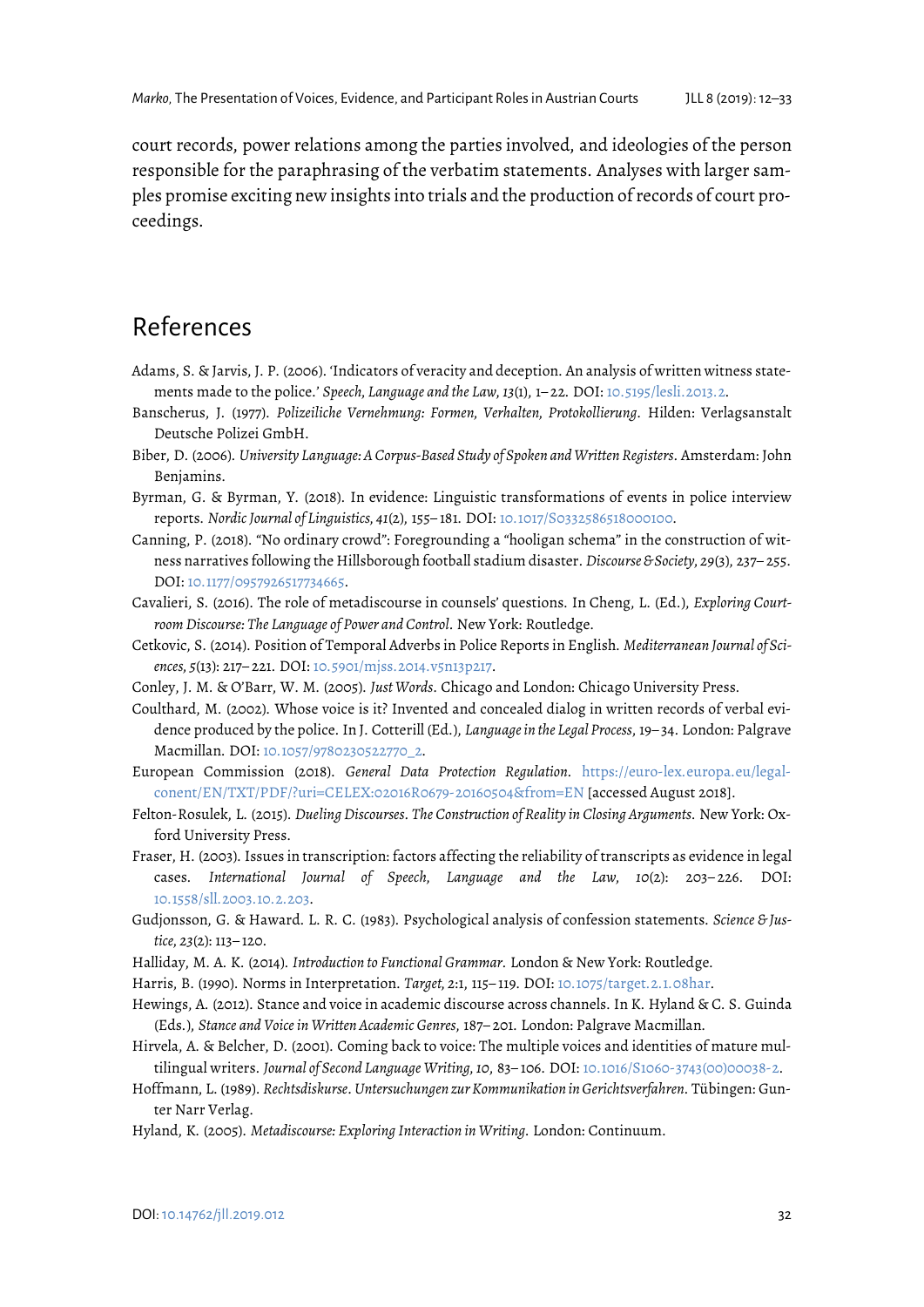court records, power relations among the parties involved, and ideologies of the person responsible for the paraphrasing of the verbatim statements. Analyses with larger samples promise exciting new insights into trials and the production of records of court proceedings.

## References

Adams, S. & Jarvis, J. P. (2006). 'Indicators of veracity and deception. An analysis of written witness statements made to the police.' *Speech, Language and the Law*, *13*(1), 1–22. DOI: 10.5195/lesli.2013.2.

Banscherus, J. (1977). *Polizeiliche Vernehmung: Formen, Verhalten, Protokollierung*. Hilden: Verlagsanstalt Deutsche Polizei GmbH.

Biber, D. (2006). *University Language: A Corpus-Based Study of Spoken and Written Registers*. Amsterdam: John Benjamins.

Byrman, G. & Byrman, Y. (2018). In evidence: Linguistic transformations of events in police interview reports. *Nordic Journal of Linguistics*, *41*(2), 155–181. DOI: 10.1017/S0332586518000100.

Canning, P. (2018). "No ordinary crowd": Foregrounding a "hooligan schema" in the construction of witness narratives following the Hillsborough football stadium disaster. *Discourse & Society*, *29*(3), 237–255. DOI: 10.1177/0957926517734665.

Cavalieri, S. (2016). The role of metadiscourse in counsels' questions. In Cheng, L. (Ed.), *Exploring Courtroom Discourse: The Language of Power and Control*. New York: Routledge.

Cetkovic, S. (2014). Position of Temporal Adverbs in Police Reports in English. *Mediterranean Journal of Sciences*, *5*(13): 217–221. DOI: 10.5901/mjss.2014.v5n13p217.

Conley, J. M. & O'Barr, W. M. (2005). *Just Words*. Chicago and London: Chicago University Press.

Coulthard, M. (2002). Whose voice is it? Invented and concealed dialog in written records of verbal evidence produced by the police. In J. Cotterill (Ed.), *Language in the Legal Process*, 19–34. London: Palgrave Macmillan. DOI: 10.1057/9780230522770_2.

European Commission (2018). *General Data Protection Regulation*. https://euro-lex.europa.eu/legal-conent/EN/TXT/PDF/?uri=CELEX:02016R0679-20160504&from=EN [accessed August 2018].

Felton-Rosulek, L. (2015). *Dueling Discourses. The Construction of Reality in Closing Arguments*. New York: Oxford University Press.

Fraser, H. (2003). Issues in transcription: factors affecting the reliability of transcripts as evidence in legal cases. *International Journal of Speech, Language and the Law*, *10*(2): 203–226. DOI: 10.1558/sll.2003.10.2.203.

Gudjonsson, G. & Haward. L. R. C. (1983). Psychological analysis of confession statements. *Science & Justice*, *23*(2): 113–120.

Halliday, M. A. K. (2014). *Introduction to Functional Grammar*. London & New York: Routledge.

Harris, B. (1990). Norms in Interpretation. *Target*, *2*:1, 115–119. DOI: 10.1075/target.2.1.08har.

Hewings, A. (2012). Stance and voice in academic discourse across channels. In K. Hyland & C. S. Guinda (Eds.), *Stance and Voice in Written Academic Genres*, 187–201. London: Palgrave Macmillan.

Hirvela, A. & Belcher, D. (2001). Coming back to voice: The multiple voices and identities of mature multilingual writers. *Journal of Second Language Writing*, *10*, 83–106. DOI: 10.1016/S1060-3743(00)00038-2.

Hoffmann, L. (1989). *Rechtsdiskurse. Untersuchungen zur Kommunikation in Gerichtsverfahren*. Tübingen: Gunter Narr Verlag.

Hyland, K. (2005). *Metadiscourse: Exploring Interaction in Writing*. London: Continuum.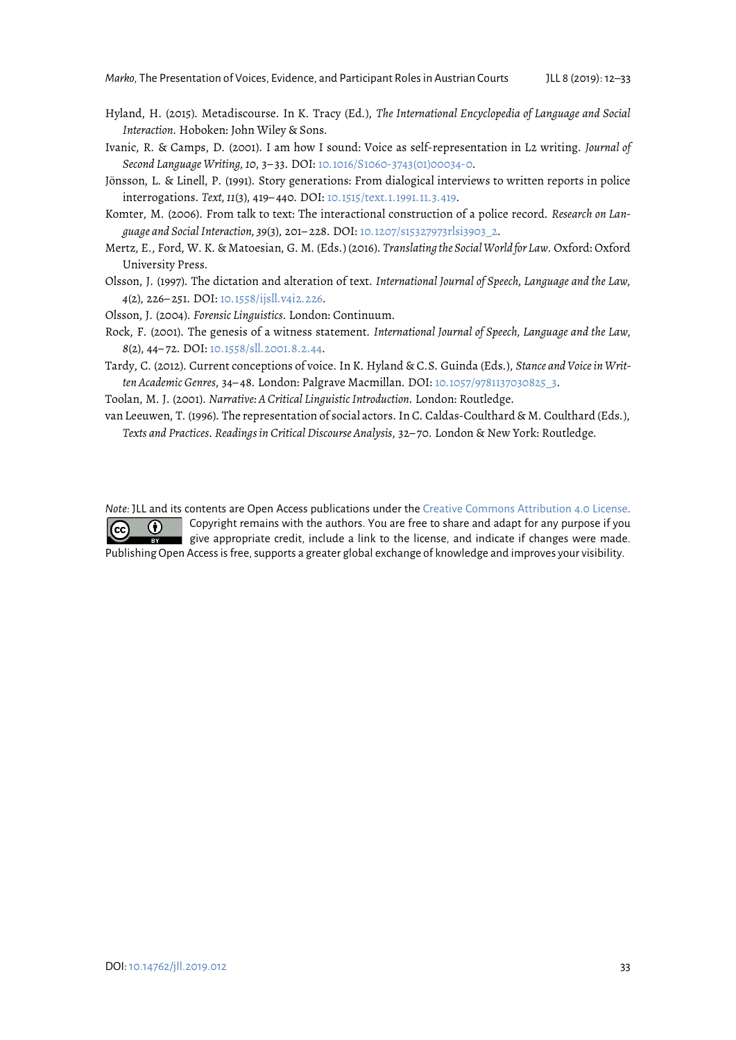Hyland, H. (2015). Metadiscourse. In K. Tracy (Ed.), *The International Encyclopedia of Language and Social Interaction*. Hoboken: John Wiley & Sons.

Ivanic, R. & Camps, D. (2001). I am how I sound: Voice as self-representation in L2 writing. *Journal of Second Language Writing*, *10*, 3–33. DOI: 10.1016/S1060-3743(01)00034-0.

Jönsson, L. & Linell, P. (1991). Story generations: From dialogical interviews to written reports in police interrogations. *Text*, *11*(3), 419–440. DOI: 10.1515/text.1.1991.11.3.419.

Komter, M. (2006). From talk to text: The interactional construction of a police record. *Research on Language and Social Interaction*, *39*(3), 201–228. DOI: 10.1207/s15327973rlsi3903_2.

Mertz, E., Ford, W. K. & Matoesian, G. M. (Eds.) (2016). *Translating the Social World for Law*. Oxford: Oxford University Press.

Olsson, J. (1997). The dictation and alteration of text. *International Journal of Speech, Language and the Law*, *4*(2), 226–251. DOI: 10.1558/ijsll.v4i2.226.

Olsson, J. (2004). *Forensic Linguistics*. London: Continuum.

Rock, F. (2001). The genesis of a witness statement. *International Journal of Speech, Language and the Law*, *8*(2), 44–72. DOI: 10.1558/sll.2001.8.2.44.

Tardy, C. (2012). Current conceptions of voice. In K. Hyland & C.S. Guinda (Eds.), *Stance and Voice in Written Academic Genres*, 34–48. London: Palgrave Macmillan. DOI: 10.1057/9781137030825_3.

Toolan, M. J. (2001). *Narrative: A Critical Linguistic Introduction*. London: Routledge.

van Leeuwen, T. (1996). The representation of social actors. In C. Caldas-Coulthard & M. Coulthard (Eds.), *Texts and Practices. Readings in Critical Discourse Analysis*, 32–70. London & New York: Routledge.

*Note:* JLL and its contents are Open Access publications under the Creative Commons Attribution 4.0 License. Copyright remains with the authors. You are free to share and adapt for any purpose if you give appropriate credit, include a link to the license, and indicate if changes were made. Publishing Open Access is free, supports a greater global exchange of knowledge and improves your visibility.

DOI: 10.14762/jll.2019.012